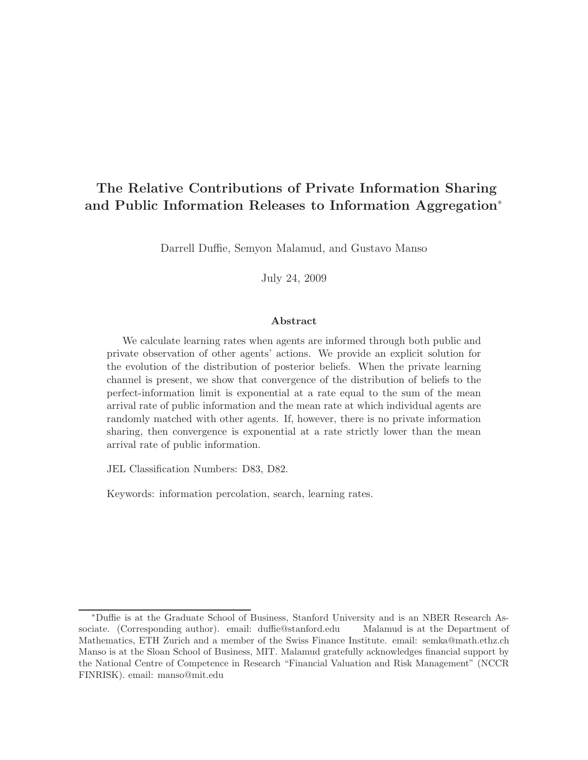# The Relative Contributions of Private Information Sharing and Public Information Releases to Information Aggregation[*]

Darrell Duffie, Semyon Malamud, and Gustavo Manso

July 24, 2009

## Abstract

We calculate learning rates when agents are informed through both public and private observation of other agents' actions. We provide an explicit solution for the evolution of the distribution of posterior beliefs. When the private learning channel is present, we show that convergence of the distribution of beliefs to the perfect-information limit is exponential at a rate equal to the sum of the mean arrival rate of public information and the mean rate at which individual agents are randomly matched with other agents. If, however, there is no private information sharing, then convergence is exponential at a rate strictly lower than the mean arrival rate of public information.

JEL Classification Numbers: D83, D82.

Keywords: information percolation, search, learning rates.

---

[*] Duffie is at the Graduate School of Business, Stanford University and is an NBER Research Associate. (Corresponding author). email: duffie@stanford.edu Malamud is at the Department of Mathematics, ETH Zurich and a member of the Swiss Finance Institute. email: semka@math.ethz.ch Manso is at the Sloan School of Business, MIT. Malamud gratefully acknowledges financial support by the National Centre of Competence in Research "Financial Valuation and Risk Management" (NCCR FINRISK). email: manso@mit.edu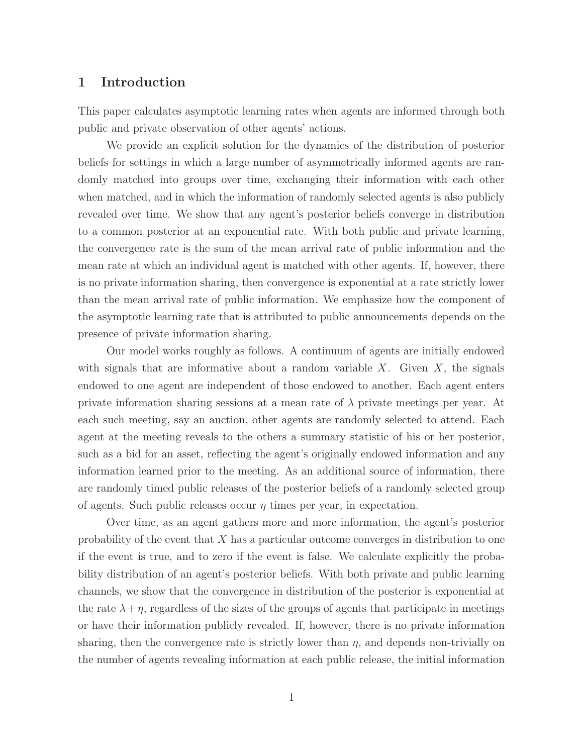# 1 Introduction

This paper calculates asymptotic learning rates when agents are informed through both public and private observation of other agents' actions.

We provide an explicit solution for the dynamics of the distribution of posterior beliefs for settings in which a large number of asymmetrically informed agents are randomly matched into groups over time, exchanging their information with each other when matched, and in which the information of randomly selected agents is also publicly revealed over time. We show that any agent's posterior beliefs converge in distribution to a common posterior at an exponential rate. With both public and private learning, the convergence rate is the sum of the mean arrival rate of public information and the mean rate at which an individual agent is matched with other agents. If, however, there is no private information sharing, then convergence is exponential at a rate strictly lower than the mean arrival rate of public information. We emphasize how the component of the asymptotic learning rate that is attributed to public announcements depends on the presence of private information sharing.

Our model works roughly as follows. A continuum of agents are initially endowed with signals that are informative about a random variable $X$. Given $X$, the signals endowed to one agent are independent of those endowed to another. Each agent enters private information sharing sessions at a mean rate of $\lambda$ private meetings per year. At each such meeting, say an auction, other agents are randomly selected to attend. Each agent at the meeting reveals to the others a summary statistic of his or her posterior, such as a bid for an asset, reflecting the agent's originally endowed information and any information learned prior to the meeting. As an additional source of information, there are randomly timed public releases of the posterior beliefs of a randomly selected group of agents. Such public releases occur $\eta$ times per year, in expectation.

Over time, as an agent gathers more and more information, the agent's posterior probability of the event that $X$ has a particular outcome converges in distribution to one if the event is true, and to zero if the event is false. We calculate explicitly the probability distribution of an agent's posterior beliefs. With both private and public learning channels, we show that the convergence in distribution of the posterior is exponential at the rate $\lambda + \eta$, regardless of the sizes of the groups of agents that participate in meetings or have their information publicly revealed. If, however, there is no private information sharing, then the convergence rate is strictly lower than $\eta$, and depends non-trivially on the number of agents revealing information at each public release, the initial information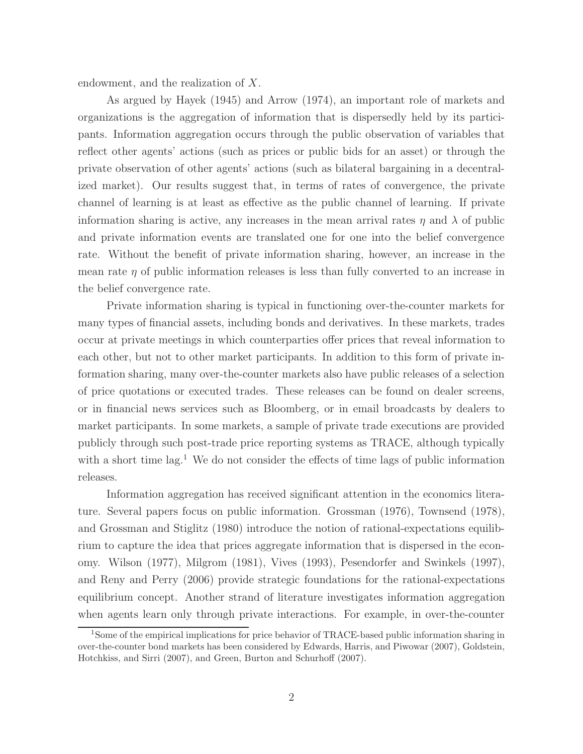endowment, and the realization of $X$.

As argued by Hayek (1945) and Arrow (1974), an important role of markets and organizations is the aggregation of information that is dispersedly held by its participants. Information aggregation occurs through the public observation of variables that reflect other agents' actions (such as prices or public bids for an asset) or through the private observation of other agents' actions (such as bilateral bargaining in a decentralized market). Our results suggest that, in terms of rates of convergence, the private channel of learning is at least as effective as the public channel of learning. If private information sharing is active, any increases in the mean arrival rates $\eta$ and $\lambda$ of public and private information events are translated one for one into the belief convergence rate. Without the benefit of private information sharing, however, an increase in the mean rate $\eta$ of public information releases is less than fully converted to an increase in the belief convergence rate.

Private information sharing is typical in functioning over-the-counter markets for many types of financial assets, including bonds and derivatives. In these markets, trades occur at private meetings in which counterparties offer prices that reveal information to each other, but not to other market participants. In addition to this form of private information sharing, many over-the-counter markets also have public releases of a selection of price quotations or executed trades. These releases can be found on dealer screens, or in financial news services such as Bloomberg, or in email broadcasts by dealers to market participants. In some markets, a sample of private trade executions are provided publicly through such post-trade price reporting systems as TRACE, although typically with a short time lag.[1] We do not consider the effects of time lags of public information releases.

Information aggregation has received significant attention in the economics literature. Several papers focus on public information. Grossman (1976), Townsend (1978), and Grossman and Stiglitz (1980) introduce the notion of rational-expectations equilibrium to capture the idea that prices aggregate information that is dispersed in the economy. Wilson (1977), Milgrom (1981), Vives (1993), Pesendorfer and Swinkels (1997), and Reny and Perry (2006) provide strategic foundations for the rational-expectations equilibrium concept. Another strand of literature investigates information aggregation when agents learn only through private interactions. For example, in over-the-counter

[1] Some of the empirical implications for price behavior of TRACE-based public information sharing in over-the-counter bond markets has been considered by Edwards, Harris, and Piwowar (2007), Goldstein, Hotchkiss, and Sirri (2007), and Green, Burton and Schurhoff (2007).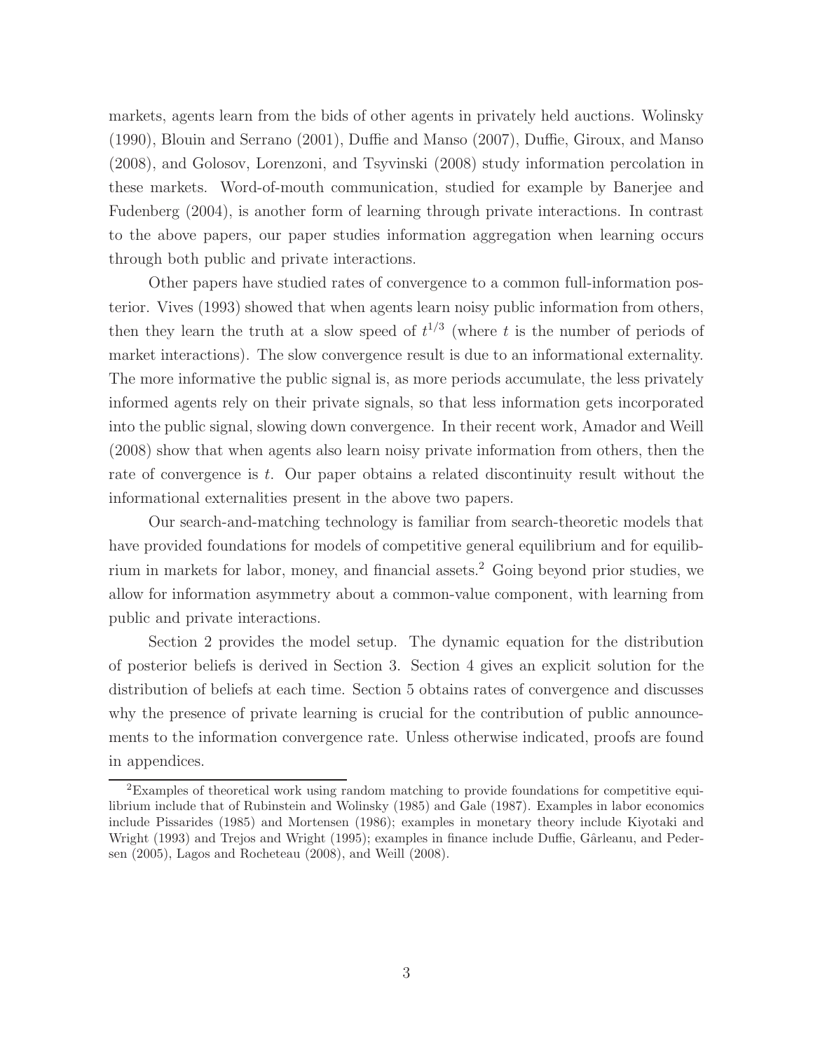markets, agents learn from the bids of other agents in privately held auctions. Wolinsky (1990), Blouin and Serrano (2001), Duffie and Manso (2007), Duffie, Giroux, and Manso (2008), and Golosov, Lorenzoni, and Tsyvinski (2008) study information percolation in these markets. Word-of-mouth communication, studied for example by Banerjee and Fudenberg (2004), is another form of learning through private interactions. In contrast to the above papers, our paper studies information aggregation when learning occurs through both public and private interactions.

Other papers have studied rates of convergence to a common full-information posterior. Vives (1993) showed that when agents learn noisy public information from others, then they learn the truth at a slow speed of $t^{1/3}$ (where $t$ is the number of periods of market interactions). The slow convergence result is due to an informational externality. The more informative the public signal is, as more periods accumulate, the less privately informed agents rely on their private signals, so that less information gets incorporated into the public signal, slowing down convergence. In their recent work, Amador and Weill (2008) show that when agents also learn noisy private information from others, then the rate of convergence is $t$. Our paper obtains a related discontinuity result without the informational externalities present in the above two papers.

Our search-and-matching technology is familiar from search-theoretic models that have provided foundations for models of competitive general equilibrium and for equilibrium in markets for labor, money, and financial assets.[2] Going beyond prior studies, we allow for information asymmetry about a common-value component, with learning from public and private interactions.

Section 2 provides the model setup. The dynamic equation for the distribution of posterior beliefs is derived in Section 3. Section 4 gives an explicit solution for the distribution of beliefs at each time. Section 5 obtains rates of convergence and discusses why the presence of private learning is crucial for the contribution of public announcements to the information convergence rate. Unless otherwise indicated, proofs are found in appendices.

[2]Examples of theoretical work using random matching to provide foundations for competitive equilibrium include that of Rubinstein and Wolinsky (1985) and Gale (1987). Examples in labor economics include Pissarides (1985) and Mortensen (1986); examples in monetary theory include Kiyotaki and Wright (1993) and Trejos and Wright (1995); examples in finance include Duffie, Gârleanu, and Pedersen (2005), Lagos and Rocheteau (2008), and Weill (2008).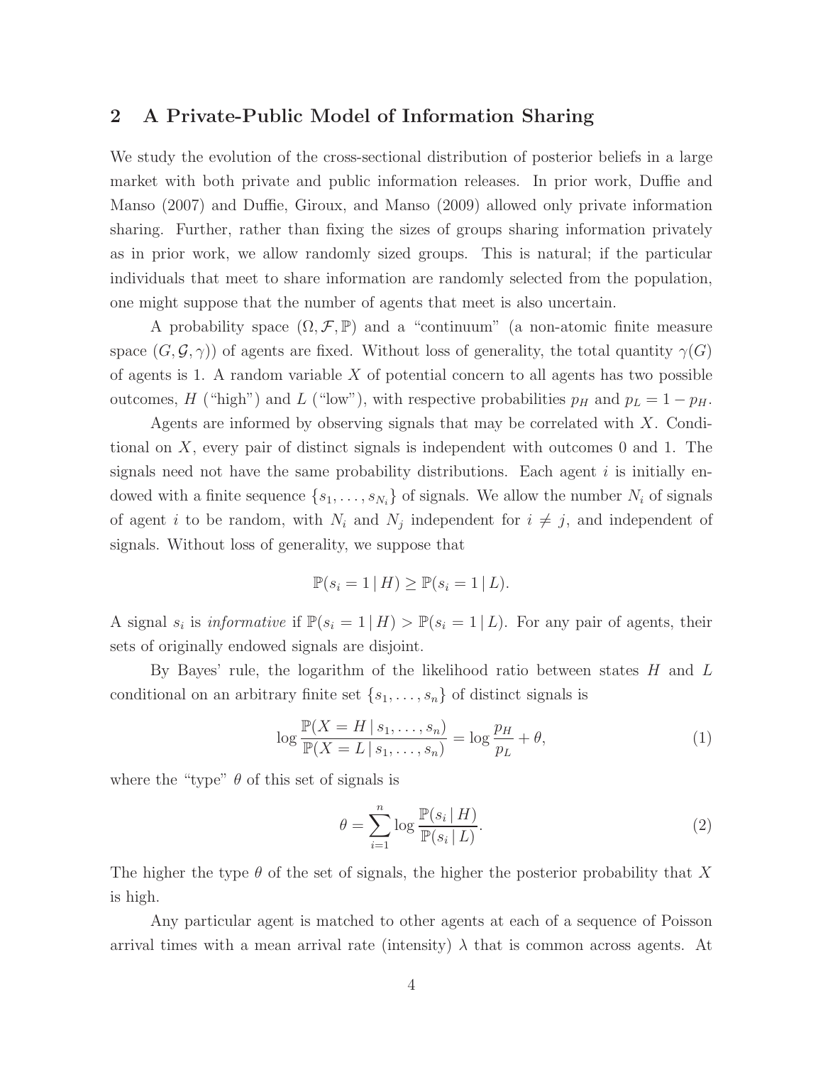## 2 A Private-Public Model of Information Sharing

We study the evolution of the cross-sectional distribution of posterior beliefs in a large market with both private and public information releases. In prior work, Duffie and Manso (2007) and Duffie, Giroux, and Manso (2009) allowed only private information sharing. Further, rather than fixing the sizes of groups sharing information privately as in prior work, we allow randomly sized groups. This is natural; if the particular individuals that meet to share information are randomly selected from the population, one might suppose that the number of agents that meet is also uncertain.

A probability space $(\Omega, \mathcal{F}, \mathbb{P})$ and a "continuum" (a non-atomic finite measure space $(G, \mathcal{G}, \gamma)$) of agents are fixed. Without loss of generality, the total quantity $\gamma(G)$ of agents is 1. A random variable $X$ of potential concern to all agents has two possible outcomes, $H$ ("high") and $L$ ("low"), with respective probabilities $p_H$ and $p_L = 1 - p_H$.

Agents are informed by observing signals that may be correlated with $X$. Conditional on $X$, every pair of distinct signals is independent with outcomes 0 and 1. The signals need not have the same probability distributions. Each agent $i$ is initially endowed with a finite sequence $\{s_1, \ldots, s_{N_i}\}$ of signals. We allow the number $N_i$ of signals of agent $i$ to be random, with $N_i$ and $N_j$ independent for $i \neq j$, and independent of signals. Without loss of generality, we suppose that

$$\mathbb{P}(s_i = 1 \,|\, H) \geq \mathbb{P}(s_i = 1 \,|\, L).$$

A signal $s_i$ is *informative* if $\mathbb{P}(s_i = 1 \,|\, H) > \mathbb{P}(s_i = 1 \,|\, L)$. For any pair of agents, their sets of originally endowed signals are disjoint.

By Bayes' rule, the logarithm of the likelihood ratio between states $H$ and $L$ conditional on an arbitrary finite set $\{s_1, \ldots, s_n\}$ of distinct signals is

$$\log \frac{\mathbb{P}(X = H \,|\, s_1, \ldots, s_n)}{\mathbb{P}(X = L \,|\, s_1, \ldots, s_n)} = \log \frac{p_H}{p_L} + \theta, \tag{1}$$

where the "type" $\theta$ of this set of signals is

$$\theta = \sum_{i=1}^{n} \log \frac{\mathbb{P}(s_i \,|\, H)}{\mathbb{P}(s_i \,|\, L)}. \tag{2}$$

The higher the type $\theta$ of the set of signals, the higher the posterior probability that $X$ is high.

Any particular agent is matched to other agents at each of a sequence of Poisson arrival times with a mean arrival rate (intensity) $\lambda$ that is common across agents. At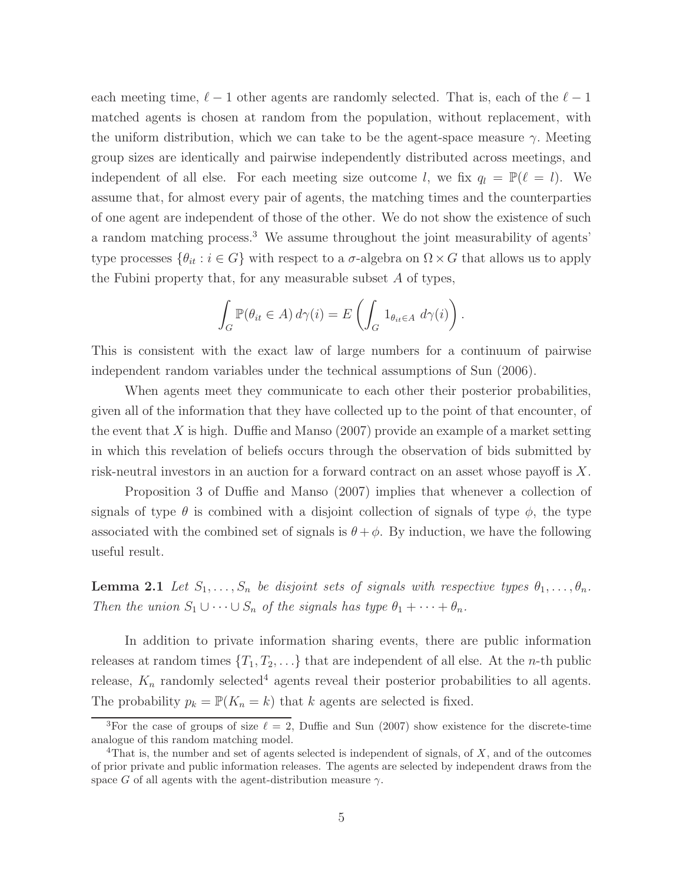each meeting time, $\ell - 1$ other agents are randomly selected. That is, each of the $\ell - 1$ matched agents is chosen at random from the population, without replacement, with the uniform distribution, which we can take to be the agent-space measure $\gamma$. Meeting group sizes are identically and pairwise independently distributed across meetings, and independent of all else. For each meeting size outcome $l$, we fix $q_l = \mathbb{P}(\ell = l)$. We assume that, for almost every pair of agents, the matching times and the counterparties of one agent are independent of those of the other. We do not show the existence of such a random matching process.[3] We assume throughout the joint measurability of agents' type processes $\{\theta_{it} : i \in G\}$ with respect to a $\sigma$-algebra on $\Omega \times G$ that allows us to apply the Fubini property that, for any measurable subset $A$ of types,

$$\int_G \mathbb{P}(\theta_{it} \in A)\, d\gamma(i) = E\left(\int_G 1_{\theta_{it} \in A}\; d\gamma(i)\right).$$

This is consistent with the exact law of large numbers for a continuum of pairwise independent random variables under the technical assumptions of Sun (2006).

When agents meet they communicate to each other their posterior probabilities, given all of the information that they have collected up to the point of that encounter, of the event that $X$ is high. Duffie and Manso (2007) provide an example of a market setting in which this revelation of beliefs occurs through the observation of bids submitted by risk-neutral investors in an auction for a forward contract on an asset whose payoff is $X$.

Proposition 3 of Duffie and Manso (2007) implies that whenever a collection of signals of type $\theta$ is combined with a disjoint collection of signals of type $\phi$, the type associated with the combined set of signals is $\theta + \phi$. By induction, we have the following useful result.

**Lemma 2.1** *Let $S_1, \ldots, S_n$ be disjoint sets of signals with respective types $\theta_1, \ldots, \theta_n$. Then the union $S_1 \cup \cdots \cup S_n$ of the signals has type $\theta_1 + \cdots + \theta_n$.*

In addition to private information sharing events, there are public information releases at random times $\{T_1, T_2, \ldots\}$ that are independent of all else. At the $n$-th public release, $K_n$ randomly selected[4] agents reveal their posterior probabilities to all agents. The probability $p_k = \mathbb{P}(K_n = k)$ that $k$ agents are selected is fixed.

---

[3] For the case of groups of size $\ell = 2$, Duffie and Sun (2007) show existence for the discrete-time analogue of this random matching model.

[4] That is, the number and set of agents selected is independent of signals, of $X$, and of the outcomes of prior private and public information releases. The agents are selected by independent draws from the space $G$ of all agents with the agent-distribution measure $\gamma$.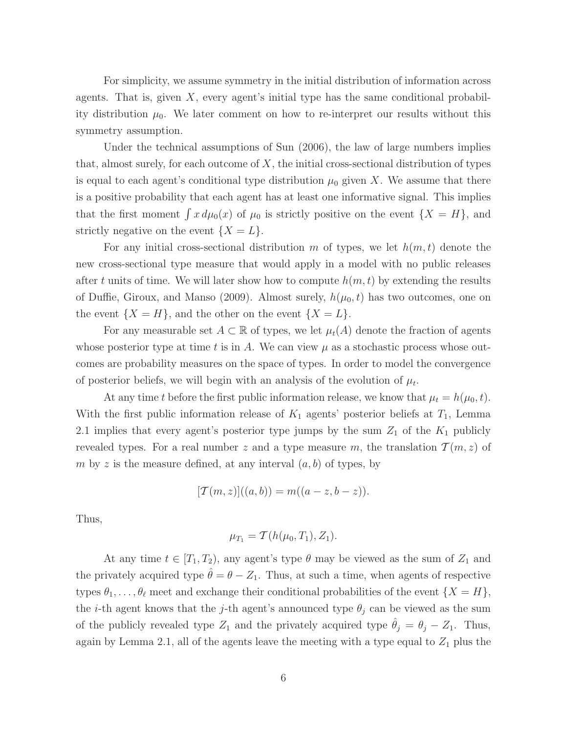For simplicity, we assume symmetry in the initial distribution of information across agents. That is, given $X$, every agent's initial type has the same conditional probability distribution $\mu_0$. We later comment on how to re-interpret our results without this symmetry assumption.

Under the technical assumptions of Sun (2006), the law of large numbers implies that, almost surely, for each outcome of $X$, the initial cross-sectional distribution of types is equal to each agent's conditional type distribution $\mu_0$ given $X$. We assume that there is a positive probability that each agent has at least one informative signal. This implies that the first moment $\int x \, d\mu_0(x)$ of $\mu_0$ is strictly positive on the event $\{X = H\}$, and strictly negative on the event $\{X = L\}$.

For any initial cross-sectional distribution $m$ of types, we let $h(m,t)$ denote the new cross-sectional type measure that would apply in a model with no public releases after $t$ units of time. We will later show how to compute $h(m,t)$ by extending the results of Duffie, Giroux, and Manso (2009). Almost surely, $h(\mu_0, t)$ has two outcomes, one on the event $\{X = H\}$, and the other on the event $\{X = L\}$.

For any measurable set $A \subset \mathbb{R}$ of types, we let $\mu_t(A)$ denote the fraction of agents whose posterior type at time $t$ is in $A$. We can view $\mu$ as a stochastic process whose outcomes are probability measures on the space of types. In order to model the convergence of posterior beliefs, we will begin with an analysis of the evolution of $\mu_t$.

At any time $t$ before the first public information release, we know that $\mu_t = h(\mu_0, t)$. With the first public information release of $K_1$ agents' posterior beliefs at $T_1$, Lemma 2.1 implies that every agent's posterior type jumps by the sum $Z_1$ of the $K_1$ publicly revealed types. For a real number $z$ and a type measure $m$, the translation $\mathcal{T}(m,z)$ of $m$ by $z$ is the measure defined, at any interval $(a,b)$ of types, by

$$[\mathcal{T}(m,z)]((a,b)) = m((a-z, b-z)).$$

Thus,

$$\mu_{T_1} = \mathcal{T}(h(\mu_0, T_1), Z_1).$$

At any time $t \in [T_1, T_2)$, any agent's type $\theta$ may be viewed as the sum of $Z_1$ and the privately acquired type $\hat{\theta} = \theta - Z_1$. Thus, at such a time, when agents of respective types $\theta_1, \ldots, \theta_\ell$ meet and exchange their conditional probabilities of the event $\{X = H\}$, the $i$-th agent knows that the $j$-th agent's announced type $\theta_j$ can be viewed as the sum of the publicly revealed type $Z_1$ and the privately acquired type $\hat{\theta}_j = \theta_j - Z_1$. Thus, again by Lemma 2.1, all of the agents leave the meeting with a type equal to $Z_1$ plus the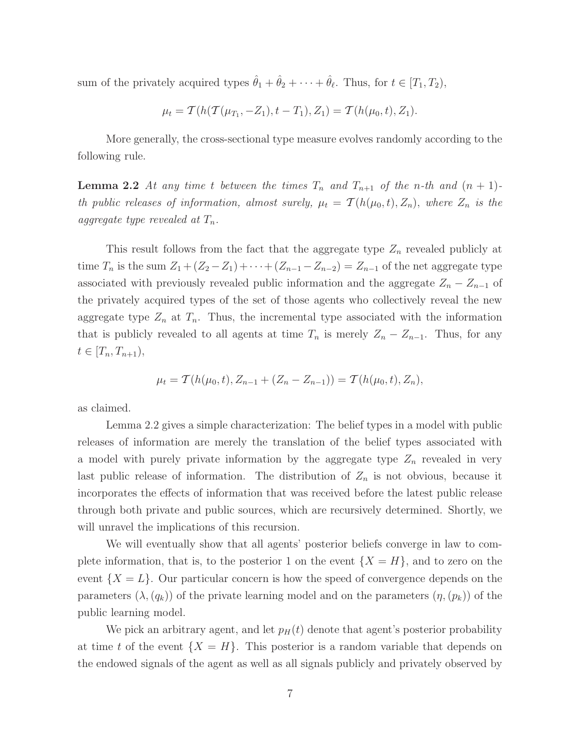sum of the privately acquired types $\hat{\theta}_1 + \hat{\theta}_2 + \cdots + \hat{\theta}_\ell$. Thus, for $t \in [T_1, T_2)$,

$$\mu_t = \mathcal{T}(h(\mathcal{T}(\mu_{T_1}, -Z_1), t - T_1), Z_1) = \mathcal{T}(h(\mu_0, t), Z_1).$$

More generally, the cross-sectional type measure evolves randomly according to the following rule.

**Lemma 2.2** *At any time $t$ between the times $T_n$ and $T_{n+1}$ of the $n$-th and $(n+1)$-th public releases of information, almost surely, $\mu_t = \mathcal{T}(h(\mu_0, t), Z_n)$, where $Z_n$ is the aggregate type revealed at $T_n$.*

This result follows from the fact that the aggregate type $Z_n$ revealed publicly at time $T_n$ is the sum $Z_1 + (Z_2 - Z_1) + \cdots + (Z_{n-1} - Z_{n-2}) = Z_{n-1}$ of the net aggregate type associated with previously revealed public information and the aggregate $Z_n - Z_{n-1}$ of the privately acquired types of the set of those agents who collectively reveal the new aggregate type $Z_n$ at $T_n$. Thus, the incremental type associated with the information that is publicly revealed to all agents at time $T_n$ is merely $Z_n - Z_{n-1}$. Thus, for any $t \in [T_n, T_{n+1})$,

$$\mu_t = \mathcal{T}(h(\mu_0, t), Z_{n-1} + (Z_n - Z_{n-1})) = \mathcal{T}(h(\mu_0, t), Z_n),$$

as claimed.

Lemma 2.2 gives a simple characterization: The belief types in a model with public releases of information are merely the translation of the belief types associated with a model with purely private information by the aggregate type $Z_n$ revealed in very last public release of information. The distribution of $Z_n$ is not obvious, because it incorporates the effects of information that was received before the latest public release through both private and public sources, which are recursively determined. Shortly, we will unravel the implications of this recursion.

We will eventually show that all agents' posterior beliefs converge in law to complete information, that is, to the posterior 1 on the event $\{X = H\}$, and to zero on the event $\{X = L\}$. Our particular concern is how the speed of convergence depends on the parameters $(\lambda, (q_k))$ of the private learning model and on the parameters $(\eta, (p_k))$ of the public learning model.

We pick an arbitrary agent, and let $p_H(t)$ denote that agent's posterior probability at time $t$ of the event $\{X = H\}$. This posterior is a random variable that depends on the endowed signals of the agent as well as all signals publicly and privately observed by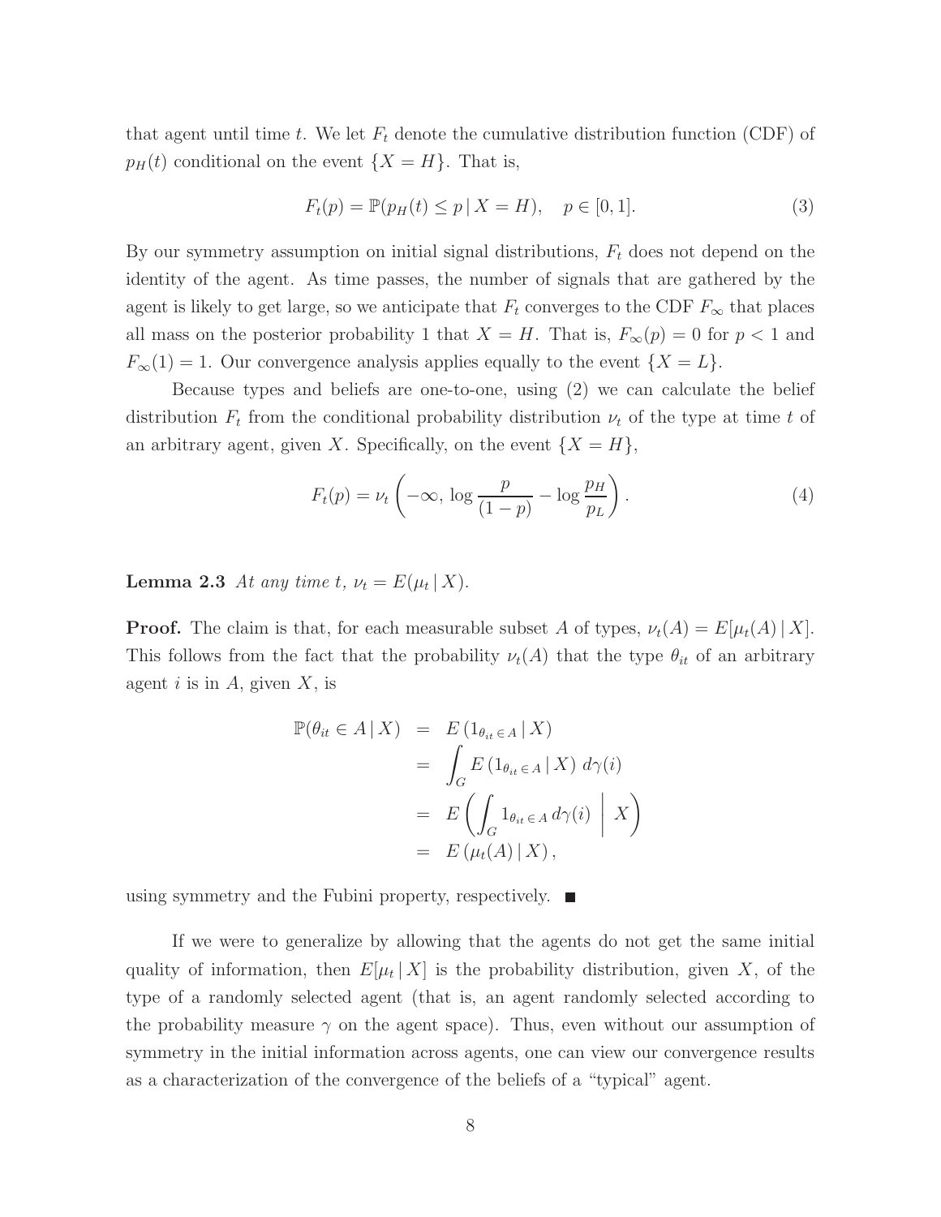that agent until time $t$. We let $F_t$ denote the cumulative distribution function (CDF) of $p_H(t)$ conditional on the event $\{X = H\}$. That is,

$$F_t(p) = \mathbb{P}(p_H(t) \leq p \,|\, X = H), \quad p \in [0, 1]. \tag{3}$$

By our symmetry assumption on initial signal distributions, $F_t$ does not depend on the identity of the agent. As time passes, the number of signals that are gathered by the agent is likely to get large, so we anticipate that $F_t$ converges to the CDF $F_\infty$ that places all mass on the posterior probability 1 that $X = H$. That is, $F_\infty(p) = 0$ for $p < 1$ and $F_\infty(1) = 1$. Our convergence analysis applies equally to the event $\{X = L\}$.

Because types and beliefs are one-to-one, using (2) we can calculate the belief distribution $F_t$ from the conditional probability distribution $\nu_t$ of the type at time $t$ of an arbitrary agent, given $X$. Specifically, on the event $\{X = H\}$,

$$F_t(p) = \nu_t\left(-\infty,\, \log\frac{p}{(1-p)} - \log\frac{p_H}{p_L}\right). \tag{4}$$

**Lemma 2.3** *At any time $t$, $\nu_t = E(\mu_t \,|\, X)$.*

**Proof.** The claim is that, for each measurable subset $A$ of types, $\nu_t(A) = E[\mu_t(A) \,|\, X]$. This follows from the fact that the probability $\nu_t(A)$ that the type $\theta_{it}$ of an arbitrary agent $i$ is in $A$, given $X$, is

$$\begin{aligned}
\mathbb{P}(\theta_{it} \in A \,|\, X) &= E\left(1_{\theta_{it} \in A} \,|\, X\right) \\
&= \int_G E\left(1_{\theta_{it} \in A} \,|\, X\right)\, d\gamma(i) \\
&= E\left(\int_G 1_{\theta_{it} \in A}\, d\gamma(i) \;\middle|\; X\right) \\
&= E\left(\mu_t(A) \,|\, X\right),
\end{aligned}$$

using symmetry and the Fubini property, respectively. ■

If we were to generalize by allowing that the agents do not get the same initial quality of information, then $E[\mu_t \,|\, X]$ is the probability distribution, given $X$, of the type of a randomly selected agent (that is, an agent randomly selected according to the probability measure $\gamma$ on the agent space). Thus, even without our assumption of symmetry in the initial information across agents, one can view our convergence results as a characterization of the convergence of the beliefs of a "typical" agent.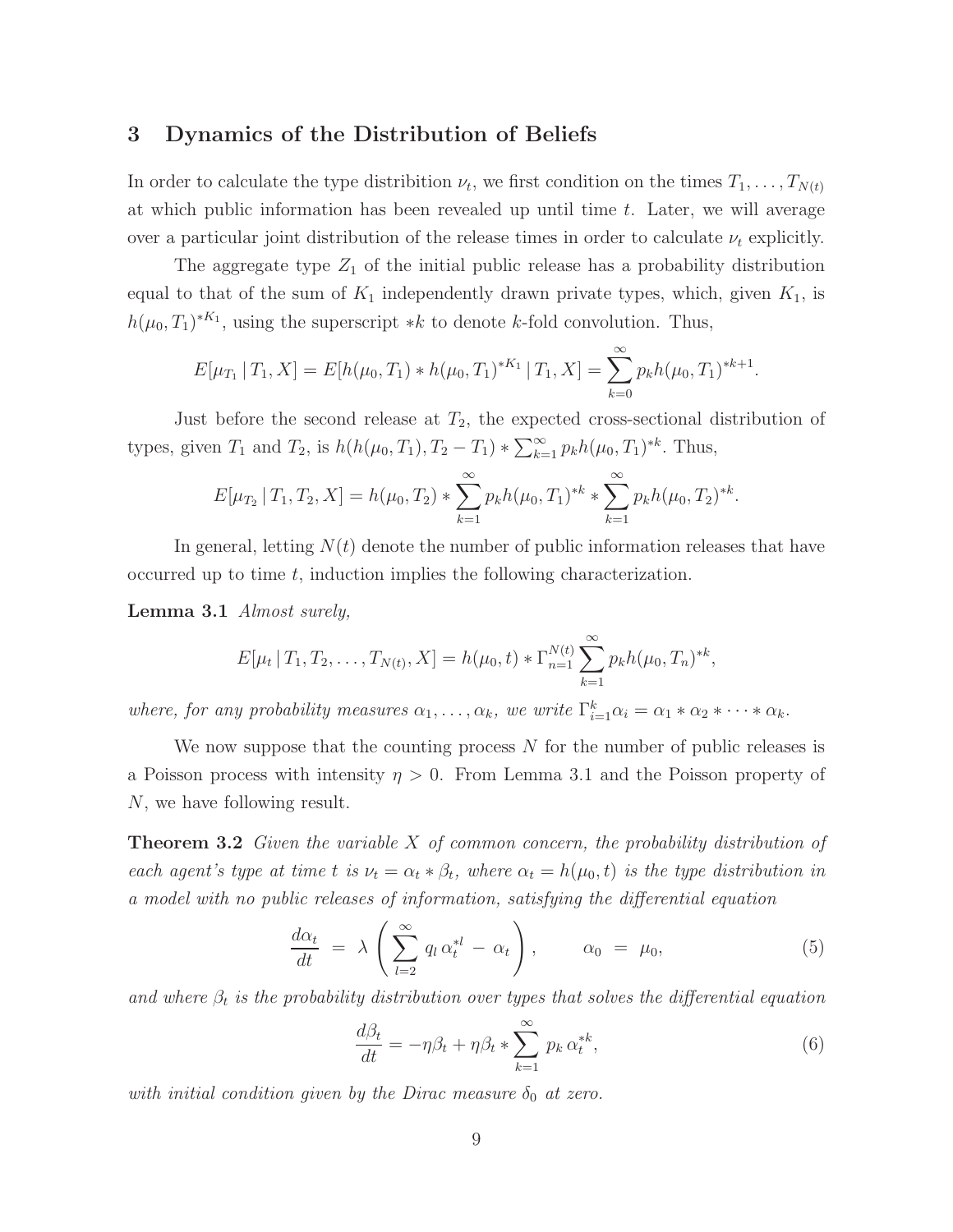## 3 Dynamics of the Distribution of Beliefs

In order to calculate the type distribition $\nu_t$, we first condition on the times $T_1, \ldots, T_{N(t)}$ at which public information has been revealed up until time $t$. Later, we will average over a particular joint distribution of the release times in order to calculate $\nu_t$ explicitly.

The aggregate type $Z_1$ of the initial public release has a probability distribution equal to that of the sum of $K_1$ independently drawn private types, which, given $K_1$, is $h(\mu_0, T_1)^{*K_1}$, using the superscript $*k$ to denote $k$-fold convolution. Thus,

$$E[\mu_{T_1} \,|\, T_1, X] = E[h(\mu_0, T_1) * h(\mu_0, T_1)^{*K_1} \,|\, T_1, X] = \sum_{k=0}^{\infty} p_k h(\mu_0, T_1)^{*k+1}.$$

Just before the second release at $T_2$, the expected cross-sectional distribution of types, given $T_1$ and $T_2$, is $h(h(\mu_0, T_1), T_2 - T_1) * \sum_{k=1}^{\infty} p_k h(\mu_0, T_1)^{*k}$. Thus,

$$E[\mu_{T_2} \,|\, T_1, T_2, X] = h(\mu_0, T_2) * \sum_{k=1}^{\infty} p_k h(\mu_0, T_1)^{*k} * \sum_{k=1}^{\infty} p_k h(\mu_0, T_2)^{*k}.$$

In general, letting $N(t)$ denote the number of public information releases that have occurred up to time $t$, induction implies the following characterization.

**Lemma 3.1** *Almost surely,*

$$E[\mu_t \,|\, T_1, T_2, \ldots, T_{N(t)}, X] = h(\mu_0, t) * \Gamma_{n=1}^{N(t)} \sum_{k=1}^{\infty} p_k h(\mu_0, T_n)^{*k},$$

*where, for any probability measures $\alpha_1, \ldots, \alpha_k$, we write $\Gamma_{i=1}^{k} \alpha_i = \alpha_1 * \alpha_2 * \cdots * \alpha_k$.*

We now suppose that the counting process $N$ for the number of public releases is a Poisson process with intensity $\eta > 0$. From Lemma 3.1 and the Poisson property of $N$, we have following result.

**Theorem 3.2** *Given the variable $X$ of common concern, the probability distribution of each agent's type at time $t$ is $\nu_t = \alpha_t * \beta_t$, where $\alpha_t = h(\mu_0, t)$ is the type distribution in a model with no public releases of information, satisfying the differential equation*

$$\frac{d\alpha_t}{dt} \;=\; \lambda \left( \sum_{l=2}^{\infty} q_l \, \alpha_t^{*l} \,-\, \alpha_t \right), \qquad \alpha_0 \;=\; \mu_0, \tag{5}$$

*and where $\beta_t$ is the probability distribution over types that solves the differential equation*

$$\frac{d\beta_t}{dt} = -\eta \beta_t + \eta \beta_t * \sum_{k=1}^{\infty} p_k \, \alpha_t^{*k}, \tag{6}$$

*with initial condition given by the Dirac measure $\delta_0$ at zero.*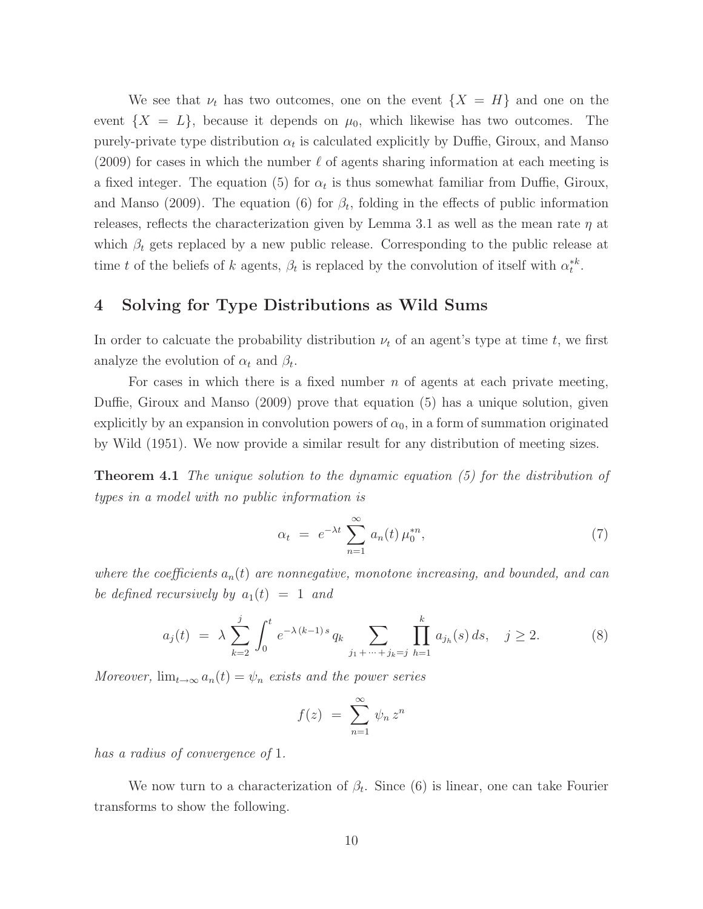We see that $\nu_t$ has two outcomes, one on the event $\{X = H\}$ and one on the event $\{X = L\}$, because it depends on $\mu_0$, which likewise has two outcomes. The purely-private type distribution $\alpha_t$ is calculated explicitly by Duffie, Giroux, and Manso (2009) for cases in which the number $\ell$ of agents sharing information at each meeting is a fixed integer. The equation (5) for $\alpha_t$ is thus somewhat familiar from Duffie, Giroux, and Manso (2009). The equation (6) for $\beta_t$, folding in the effects of public information releases, reflects the characterization given by Lemma 3.1 as well as the mean rate $\eta$ at which $\beta_t$ gets replaced by a new public release. Corresponding to the public release at time $t$ of the beliefs of $k$ agents, $\beta_t$ is replaced by the convolution of itself with $\alpha_t^{*k}$.

# 4 Solving for Type Distributions as Wild Sums

In order to calcuate the probability distribution $\nu_t$ of an agent's type at time $t$, we first analyze the evolution of $\alpha_t$ and $\beta_t$.

For cases in which there is a fixed number $n$ of agents at each private meeting, Duffie, Giroux and Manso (2009) prove that equation (5) has a unique solution, given explicitly by an expansion in convolution powers of $\alpha_0$, in a form of summation originated by Wild (1951). We now provide a similar result for any distribution of meeting sizes.

**Theorem 4.1** *The unique solution to the dynamic equation (5) for the distribution of types in a model with no public information is*

$$\alpha_t \;=\; e^{-\lambda t} \sum_{n=1}^{\infty} a_n(t)\, \mu_0^{*n}, \tag{7}$$

*where the coefficients $a_n(t)$ are nonnegative, monotone increasing, and bounded, and can be defined recursively by $a_1(t) = 1$ and*

$$a_j(t) \;=\; \lambda \sum_{k=2}^{j} \int_0^t e^{-\lambda\,(k-1)\,s}\, q_k \sum_{j_1+\cdots+j_k=j} \prod_{h=1}^{k} a_{j_h}(s)\, ds, \quad j \geq 2. \tag{8}$$

*Moreover, $\lim_{t\to\infty} a_n(t) = \psi_n$ exists and the power series*

$$f(z) \;=\; \sum_{n=1}^{\infty} \psi_n\, z^n$$

*has a radius of convergence of* 1*.*

We now turn to a characterization of $\beta_t$. Since (6) is linear, one can take Fourier transforms to show the following.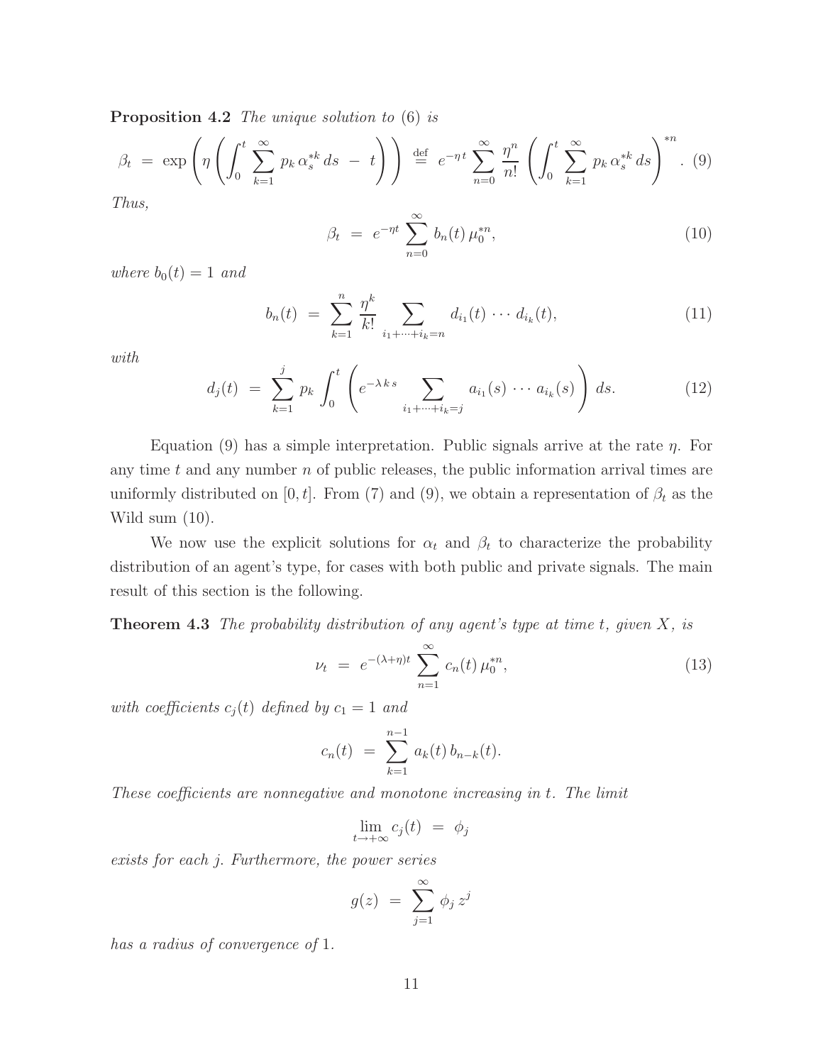**Proposition 4.2** *The unique solution to* (6) *is*

$$\beta_t \;=\; \exp\left(\eta\left(\int_0^t \sum_{k=1}^{\infty} p_k\, \alpha_s^{*k}\, ds \;-\; t\right)\right) \;\stackrel{\text{def}}{=}\; e^{-\eta t} \sum_{n=0}^{\infty} \frac{\eta^n}{n!} \left(\int_0^t \sum_{k=1}^{\infty} p_k\, \alpha_s^{*k}\, ds\right)^{*n}. \quad (9)$$

*Thus,*

$$\beta_t \;=\; e^{-\eta t} \sum_{n=0}^{\infty} b_n(t)\, \mu_0^{*n}, \quad (10)$$

*where* $b_0(t) = 1$ *and*

$$b_n(t) \;=\; \sum_{k=1}^{n} \frac{\eta^k}{k!} \sum_{i_1+\cdots+i_k=n} d_{i_1}(t) \cdots d_{i_k}(t), \quad (11)$$

*with*

$$d_j(t) \;=\; \sum_{k=1}^{j} p_k \int_0^t \left(e^{-\lambda k s} \sum_{i_1+\cdots+i_k=j} a_{i_1}(s) \cdots a_{i_k}(s)\right) ds. \quad (12)$$

Equation (9) has a simple interpretation. Public signals arrive at the rate $\eta$. For any time $t$ and any number $n$ of public releases, the public information arrival times are uniformly distributed on $[0, t]$. From (7) and (9), we obtain a representation of $\beta_t$ as the Wild sum (10).

We now use the explicit solutions for $\alpha_t$ and $\beta_t$ to characterize the probability distribution of an agent's type, for cases with both public and private signals. The main result of this section is the following.

**Theorem 4.3** *The probability distribution of any agent's type at time $t$, given $X$, is*

$$\nu_t \;=\; e^{-(\lambda+\eta)t} \sum_{n=1}^{\infty} c_n(t)\, \mu_0^{*n}, \quad (13)$$

*with coefficients $c_j(t)$ defined by $c_1 = 1$ and*

$$c_n(t) \;=\; \sum_{k=1}^{n-1} a_k(t)\, b_{n-k}(t).$$

*These coefficients are nonnegative and monotone increasing in $t$. The limit*

$$\lim_{t\to+\infty} c_j(t) \;=\; \phi_j$$

*exists for each $j$. Furthermore, the power series*

$$g(z) \;=\; \sum_{j=1}^{\infty} \phi_j\, z^j$$

*has a radius of convergence of* 1.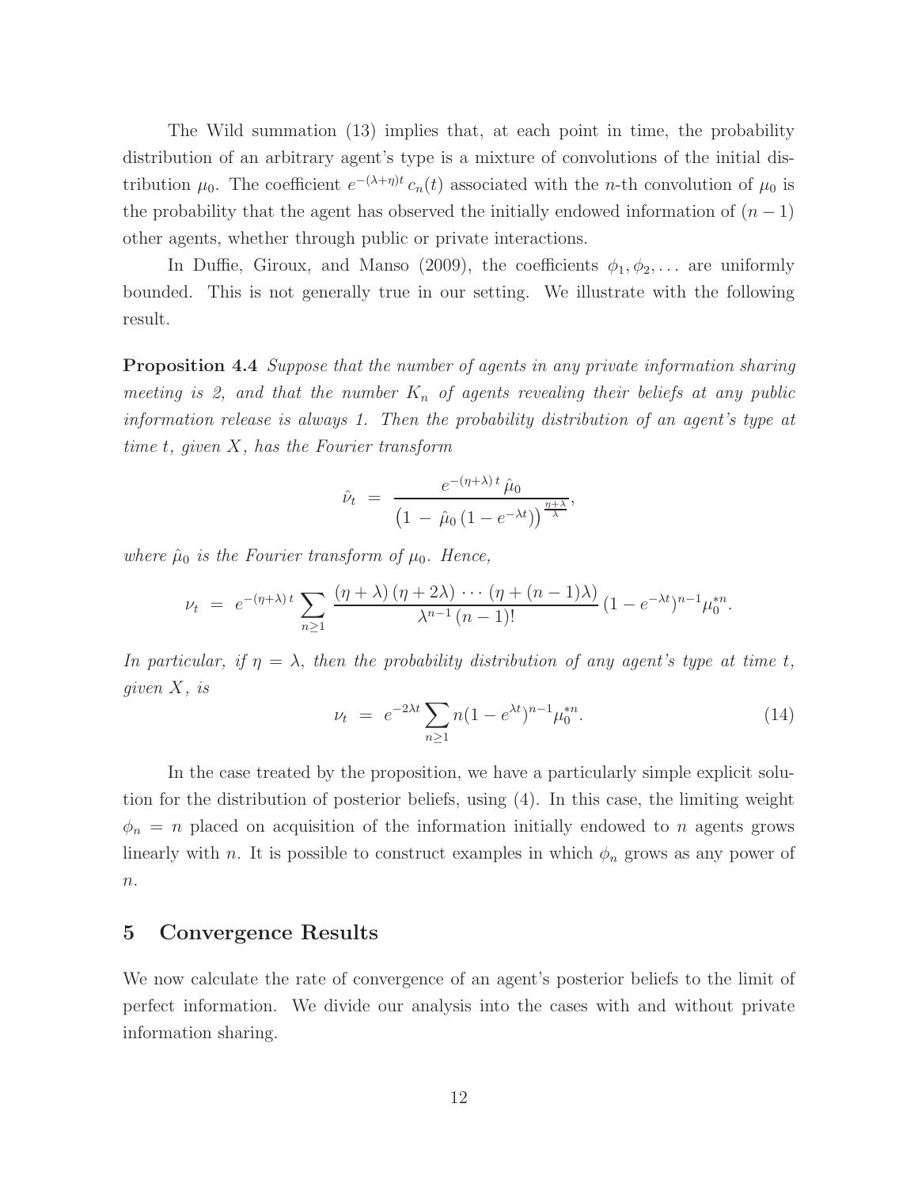The Wild summation (13) implies that, at each point in time, the probability distribution of an arbitrary agent's type is a mixture of convolutions of the initial distribution $\mu_0$. The coefficient $e^{-(\lambda+\eta)t}\, c_n(t)$ associated with the $n$-th convolution of $\mu_0$ is the probability that the agent has observed the initially endowed information of $(n-1)$ other agents, whether through public or private interactions.

In Duffie, Giroux, and Manso (2009), the coefficients $\phi_1, \phi_2, \dots$ are uniformly bounded. This is not generally true in our setting. We illustrate with the following result.

**Proposition 4.4** *Suppose that the number of agents in any private information sharing meeting is 2, and that the number $K_n$ of agents revealing their beliefs at any public information release is always 1. Then the probability distribution of an agent's type at time $t$, given $X$, has the Fourier transform*

$$\hat{\nu}_t \;=\; \frac{e^{-(\eta+\lambda)\,t}\,\hat{\mu}_0}{\left(1 \,-\, \hat{\mu}_0\,(1-e^{-\lambda t})\right)^{\frac{\eta+\lambda}{\lambda}}},$$

*where $\hat{\mu}_0$ is the Fourier transform of $\mu_0$. Hence,*

$$\nu_t \;=\; e^{-(\eta+\lambda)\,t}\sum_{n\geq 1}\frac{(\eta+\lambda)\,(\eta+2\lambda)\,\cdots\,(\eta+(n-1)\lambda)}{\lambda^{n-1}\,(n-1)!}\,(1-e^{-\lambda t})^{n-1}\mu_0^{*n}.$$

*In particular, if $\eta=\lambda$, then the probability distribution of any agent's type at time $t$, given $X$, is*

$$\nu_t \;=\; e^{-2\lambda t}\sum_{n\geq 1} n(1-e^{\lambda t})^{n-1}\mu_0^{*n}. \tag{14}$$

In the case treated by the proposition, we have a particularly simple explicit solution for the distribution of posterior beliefs, using (4). In this case, the limiting weight $\phi_n = n$ placed on acquisition of the information initially endowed to $n$ agents grows linearly with $n$. It is possible to construct examples in which $\phi_n$ grows as any power of $n$.

## 5 Convergence Results

We now calculate the rate of convergence of an agent's posterior beliefs to the limit of perfect information. We divide our analysis into the cases with and without private information sharing.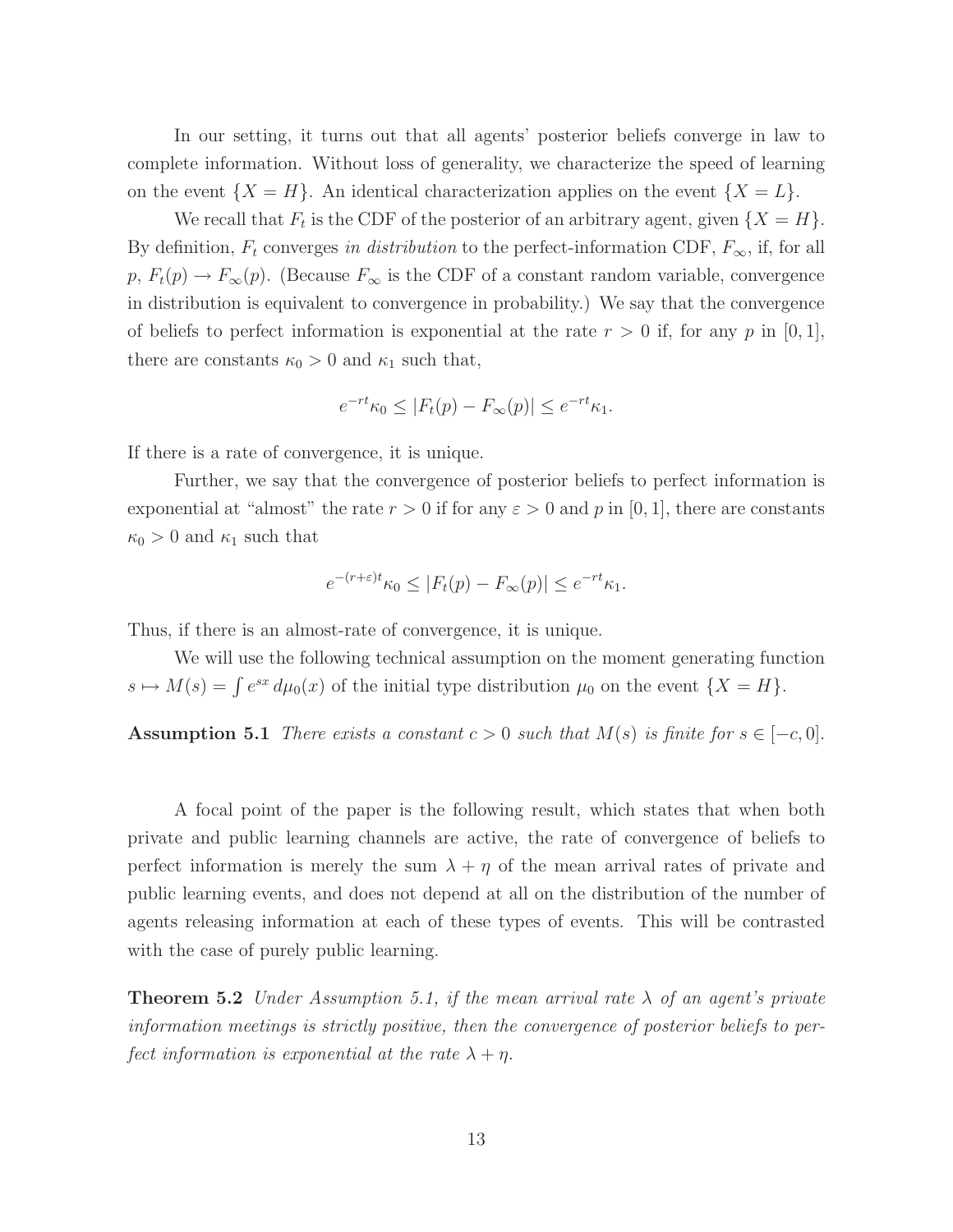In our setting, it turns out that all agents' posterior beliefs converge in law to complete information. Without loss of generality, we characterize the speed of learning on the event $\{X = H\}$. An identical characterization applies on the event $\{X = L\}$.

We recall that $F_t$ is the CDF of the posterior of an arbitrary agent, given $\{X = H\}$. By definition, $F_t$ converges *in distribution* to the perfect-information CDF, $F_\infty$, if, for all $p$, $F_t(p) \to F_\infty(p)$. (Because $F_\infty$ is the CDF of a constant random variable, convergence in distribution is equivalent to convergence in probability.) We say that the convergence of beliefs to perfect information is exponential at the rate $r > 0$ if, for any $p$ in $[0, 1]$, there are constants $\kappa_0 > 0$ and $\kappa_1$ such that,

$$e^{-rt}\kappa_0 \leq |F_t(p) - F_\infty(p)| \leq e^{-rt}\kappa_1.$$

If there is a rate of convergence, it is unique.

Further, we say that the convergence of posterior beliefs to perfect information is exponential at "almost" the rate $r > 0$ if for any $\varepsilon > 0$ and $p$ in $[0, 1]$, there are constants $\kappa_0 > 0$ and $\kappa_1$ such that

$$e^{-(r+\varepsilon)t}\kappa_0 \leq |F_t(p) - F_\infty(p)| \leq e^{-rt}\kappa_1.$$

Thus, if there is an almost-rate of convergence, it is unique.

We will use the following technical assumption on the moment generating function $s \mapsto M(s) = \int e^{sx}\, d\mu_0(x)$ of the initial type distribution $\mu_0$ on the event $\{X = H\}$.

**Assumption 5.1** *There exists a constant $c > 0$ such that $M(s)$ is finite for $s \in [-c, 0]$.*

A focal point of the paper is the following result, which states that when both private and public learning channels are active, the rate of convergence of beliefs to perfect information is merely the sum $\lambda + \eta$ of the mean arrival rates of private and public learning events, and does not depend at all on the distribution of the number of agents releasing information at each of these types of events. This will be contrasted with the case of purely public learning.

**Theorem 5.2** *Under Assumption 5.1, if the mean arrival rate $\lambda$ of an agent's private information meetings is strictly positive, then the convergence of posterior beliefs to perfect information is exponential at the rate $\lambda + \eta$.*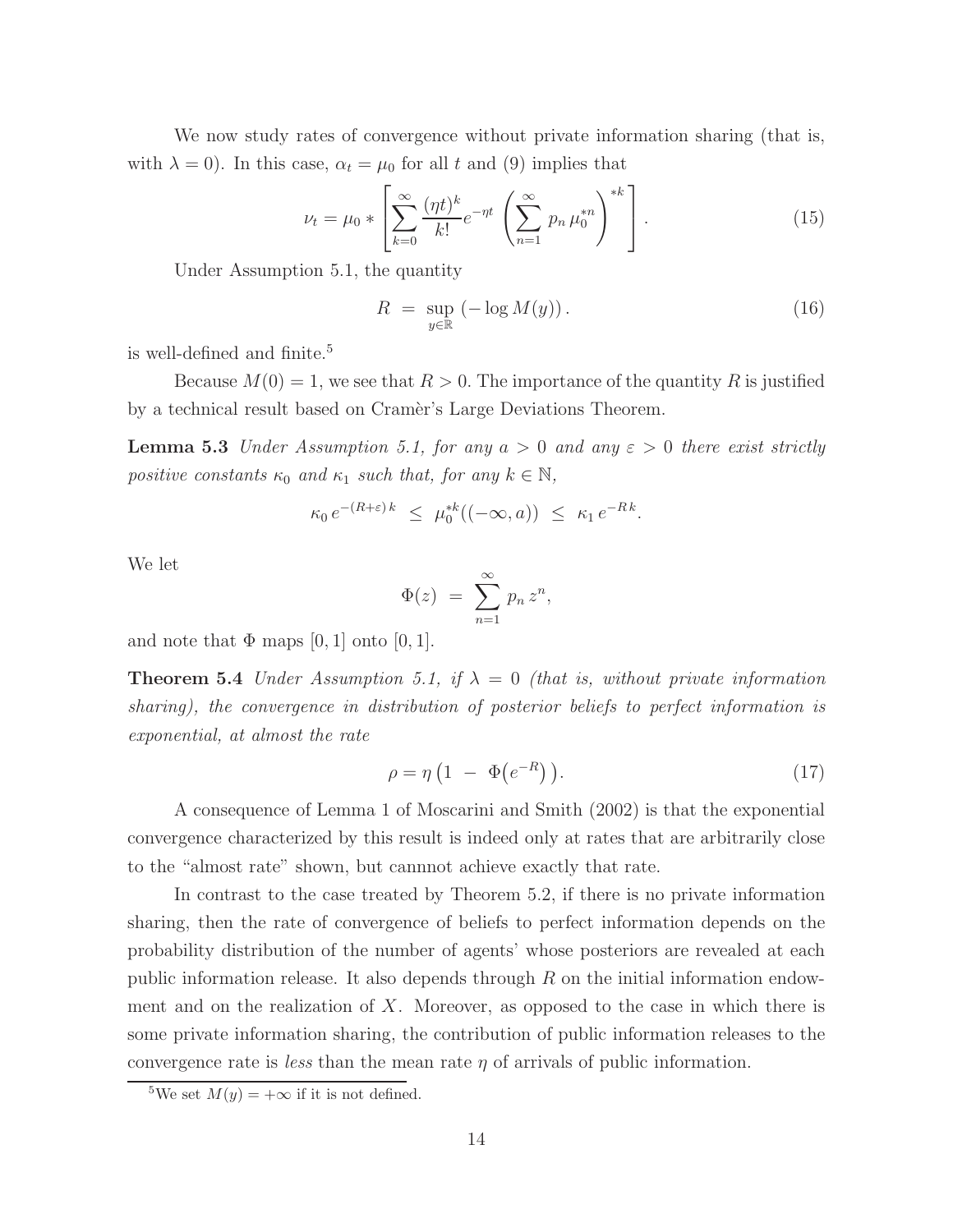We now study rates of convergence without private information sharing (that is, with $\lambda = 0$). In this case, $\alpha_t = \mu_0$ for all $t$ and (9) implies that

$$\nu_t = \mu_0 * \left[ \sum_{k=0}^{\infty} \frac{(\eta t)^k}{k!} e^{-\eta t} \left( \sum_{n=1}^{\infty} p_n \, \mu_0^{*n} \right)^{*k} \right]. \tag{15}$$

Under Assumption 5.1, the quantity

$$R \;=\; \sup_{y \in \mathbb{R}} \left( -\log M(y) \right). \tag{16}$$

is well-defined and finite.[5]

Because $M(0) = 1$, we see that $R > 0$. The importance of the quantity $R$ is justified by a technical result based on Cramèr's Large Deviations Theorem.

**Lemma 5.3** *Under Assumption 5.1, for any $a > 0$ and any $\varepsilon > 0$ there exist strictly positive constants $\kappa_0$ and $\kappa_1$ such that, for any $k \in \mathbb{N}$,*

$$\kappa_0 \, e^{-(R+\varepsilon)\, k} \;\leq\; \mu_0^{*k}((-\infty, a)) \;\leq\; \kappa_1 \, e^{-R\, k}.$$

We let

$$\Phi(z) \;=\; \sum_{n=1}^{\infty} p_n \, z^n,$$

and note that $\Phi$ maps $[0,1]$ onto $[0,1]$.

**Theorem 5.4** *Under Assumption 5.1, if $\lambda = 0$ (that is, without private information sharing), the convergence in distribution of posterior beliefs to perfect information is exponential, at almost the rate*

$$\rho = \eta \left( 1 \;-\; \Phi\!\left( e^{-R} \right) \right). \tag{17}$$

A consequence of Lemma 1 of Moscarini and Smith (2002) is that the exponential convergence characterized by this result is indeed only at rates that are arbitrarily close to the "almost rate" shown, but cannnot achieve exactly that rate.

In contrast to the case treated by Theorem 5.2, if there is no private information sharing, then the rate of convergence of beliefs to perfect information depends on the probability distribution of the number of agents' whose posteriors are revealed at each public information release. It also depends through $R$ on the initial information endowment and on the realization of $X$. Moreover, as opposed to the case in which there is some private information sharing, the contribution of public information releases to the convergence rate is *less* than the mean rate $\eta$ of arrivals of public information.

[5] We set $M(y) = +\infty$ if it is not defined.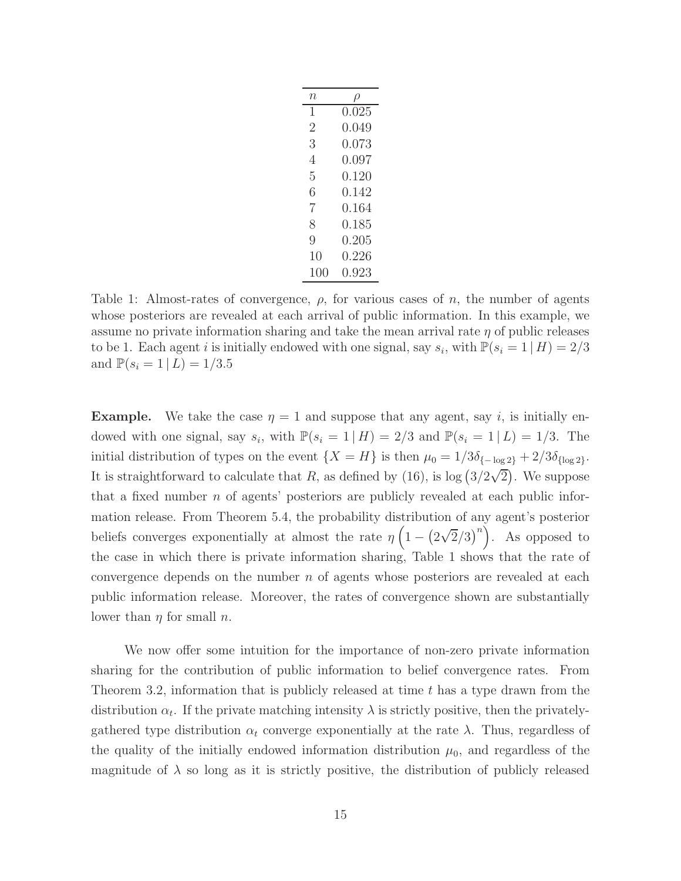| $n$ | $\rho$ |
|---|---|
| 1 | 0.025 |
| 2 | 0.049 |
| 3 | 0.073 |
| 4 | 0.097 |
| 5 | 0.120 |
| 6 | 0.142 |
| 7 | 0.164 |
| 8 | 0.185 |
| 9 | 0.205 |
| 10 | 0.226 |
| 100 | 0.923 |

Table 1: Almost-rates of convergence, $\rho$, for various cases of $n$, the number of agents whose posteriors are revealed at each arrival of public information. In this example, we assume no private information sharing and take the mean arrival rate $\eta$ of public releases to be 1. Each agent $i$ is initially endowed with one signal, say $s_i$, with $\mathbb{P}(s_i = 1 \,|\, H) = 2/3$ and $\mathbb{P}(s_i = 1 \,|\, L) = 1/3.5$

**Example.** We take the case $\eta = 1$ and suppose that any agent, say $i$, is initially endowed with one signal, say $s_i$, with $\mathbb{P}(s_i = 1 \,|\, H) = 2/3$ and $\mathbb{P}(s_i = 1 \,|\, L) = 1/3$. The initial distribution of types on the event $\{X = H\}$ is then $\mu_0 = 1/3\delta_{\{-\log 2\}} + 2/3\delta_{\{\log 2\}}$. It is straightforward to calculate that $R$, as defined by (16), is $\log\left(3/2\sqrt{2}\right)$. We suppose that a fixed number $n$ of agents' posteriors are publicly revealed at each public information release. From Theorem 5.4, the probability distribution of any agent's posterior beliefs converges exponentially at almost the rate $\eta\left(1 - \left(2\sqrt{2}/3\right)^n\right)$. As opposed to the case in which there is private information sharing, Table 1 shows that the rate of convergence depends on the number $n$ of agents whose posteriors are revealed at each public information release. Moreover, the rates of convergence shown are substantially lower than $\eta$ for small $n$.

We now offer some intuition for the importance of non-zero private information sharing for the contribution of public information to belief convergence rates. From Theorem 3.2, information that is publicly released at time $t$ has a type drawn from the distribution $\alpha_t$. If the private matching intensity $\lambda$ is strictly positive, then the privately-gathered type distribution $\alpha_t$ converge exponentially at the rate $\lambda$. Thus, regardless of the quality of the initially endowed information distribution $\mu_0$, and regardless of the magnitude of $\lambda$ so long as it is strictly positive, the distribution of publicly released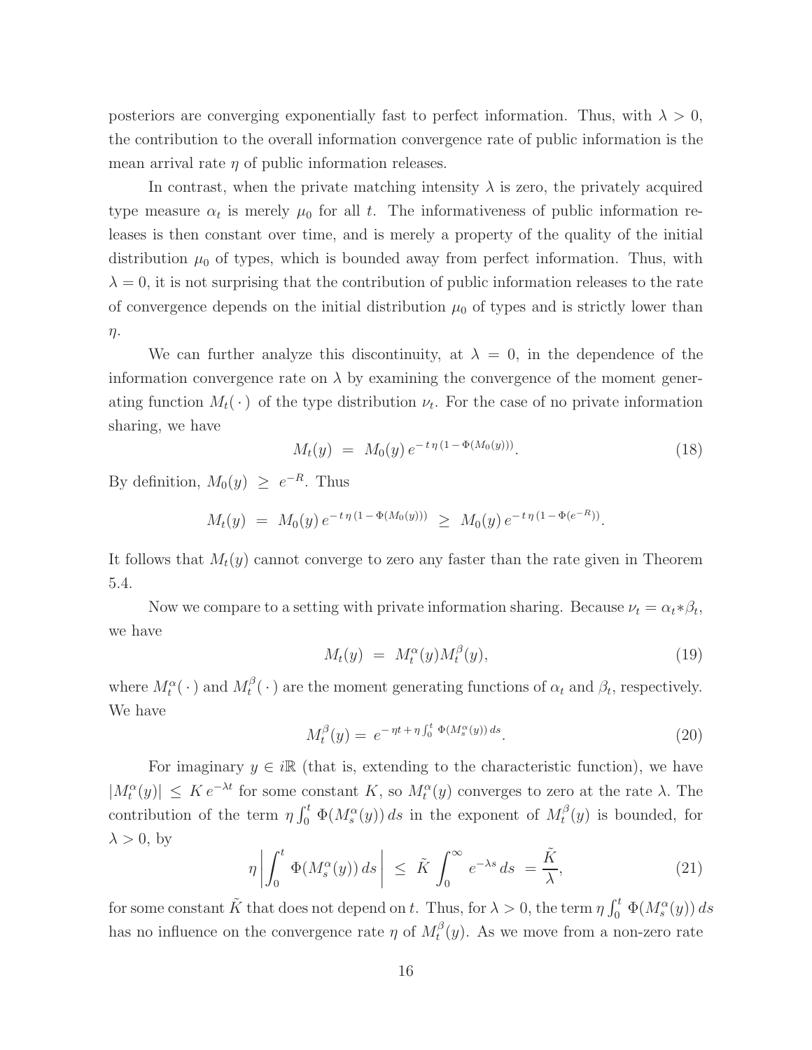posteriors are converging exponentially fast to perfect information. Thus, with $\lambda > 0$, the contribution to the overall information convergence rate of public information is the mean arrival rate $\eta$ of public information releases.

In contrast, when the private matching intensity $\lambda$ is zero, the privately acquired type measure $\alpha_t$ is merely $\mu_0$ for all $t$. The informativeness of public information releases is then constant over time, and is merely a property of the quality of the initial distribution $\mu_0$ of types, which is bounded away from perfect information. Thus, with $\lambda = 0$, it is not surprising that the contribution of public information releases to the rate of convergence depends on the initial distribution $\mu_0$ of types and is strictly lower than $\eta$.

We can further analyze this discontinuity, at $\lambda = 0$, in the dependence of the information convergence rate on $\lambda$ by examining the convergence of the moment generating function $M_t(\,\cdot\,)$ of the type distribution $\nu_t$. For the case of no private information sharing, we have

$$M_t(y) \;=\; M_0(y)\, e^{-\,t\,\eta\,(1\,-\,\Phi(M_0(y)))}. \tag{18}$$

By definition, $M_0(y) \;\geq\; e^{-R}$. Thus

$$M_t(y) \;=\; M_0(y)\, e^{-\,t\,\eta\,(1\,-\,\Phi(M_0(y)))} \;\geq\; M_0(y)\, e^{-\,t\,\eta\,(1\,-\,\Phi(e^{-R}))}.$$

It follows that $M_t(y)$ cannot converge to zero any faster than the rate given in Theorem 5.4.

Now we compare to a setting with private information sharing. Because $\nu_t = \alpha_t * \beta_t$, we have

$$M_t(y) \;=\; M_t^{\alpha}(y) M_t^{\beta}(y), \tag{19}$$

where $M_t^{\alpha}(\,\cdot\,)$ and $M_t^{\beta}(\,\cdot\,)$ are the moment generating functions of $\alpha_t$ and $\beta_t$, respectively. We have

$$M_t^{\beta}(y) = \; e^{-\,\eta t\,+\,\eta \int_0^t \,\Phi(M_s^{\alpha}(y))\, ds}. \tag{20}$$

For imaginary $y \in i\mathbb{R}$ (that is, extending to the characteristic function), we have $|M_t^{\alpha}(y)| \;\leq\; K\, e^{-\lambda t}$ for some constant $K$, so $M_t^{\alpha}(y)$ converges to zero at the rate $\lambda$. The contribution of the term $\eta \int_0^t \Phi(M_s^{\alpha}(y))\, ds$ in the exponent of $M_t^{\beta}(y)$ is bounded, for $\lambda > 0$, by

$$\eta \left| \int_0^t \; \Phi(M_s^{\alpha}(y))\, ds \right| \;\leq\; \tilde{K} \int_0^{\infty} \, e^{-\lambda s}\, ds \;=\frac{\tilde{K}}{\lambda}, \tag{21}$$

for some constant $\tilde{K}$ that does not depend on $t$. Thus, for $\lambda > 0$, the term $\eta \int_0^t \,\Phi(M_s^{\alpha}(y))\, ds$ has no influence on the convergence rate $\eta$ of $M_t^{\beta}(y)$. As we move from a non-zero rate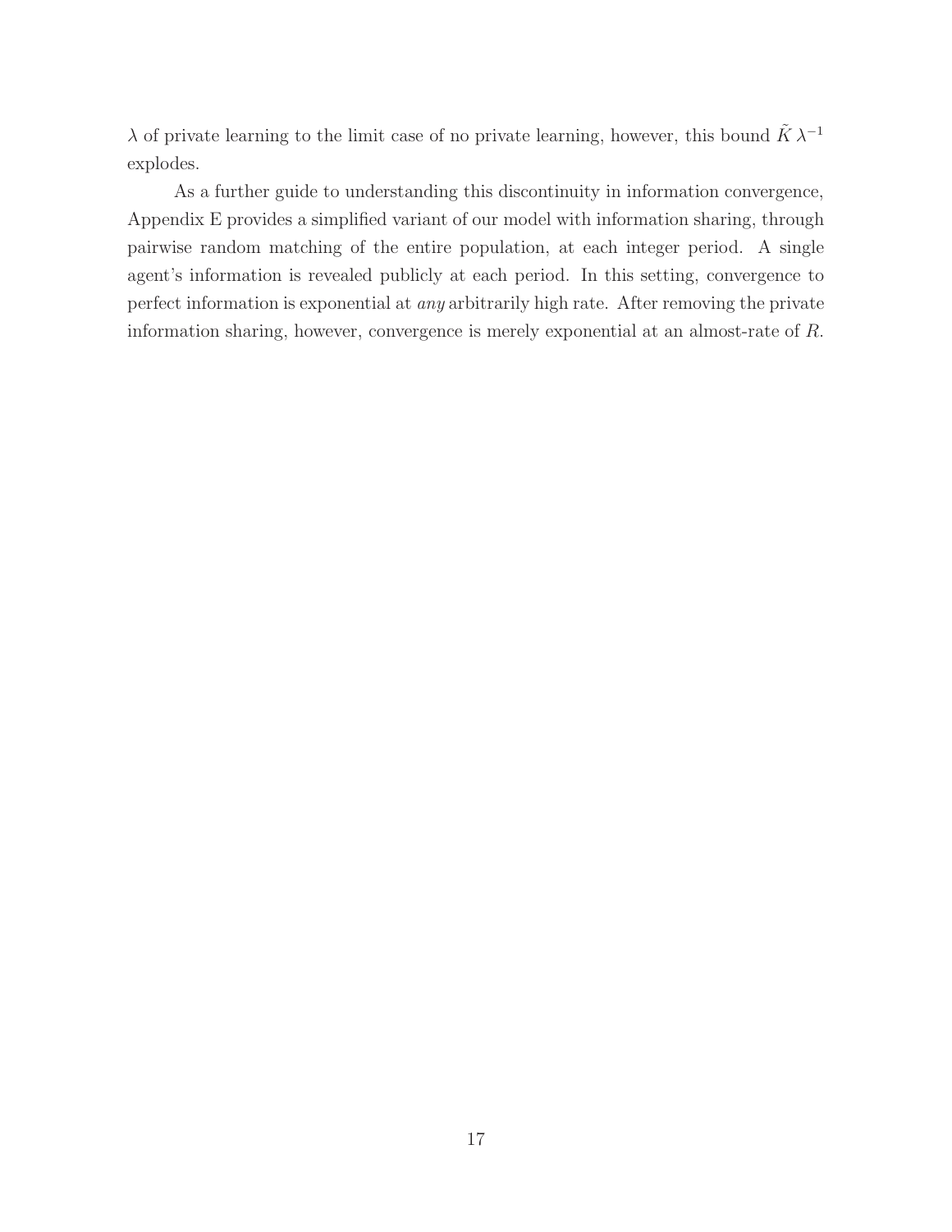$\lambda$ of private learning to the limit case of no private learning, however, this bound $\tilde{K}\,\lambda^{-1}$ explodes.

As a further guide to understanding this discontinuity in information convergence, Appendix E provides a simplified variant of our model with information sharing, through pairwise random matching of the entire population, at each integer period. A single agent's information is revealed publicly at each period. In this setting, convergence to perfect information is exponential at *any* arbitrarily high rate. After removing the private information sharing, however, convergence is merely exponential at an almost-rate of $R$.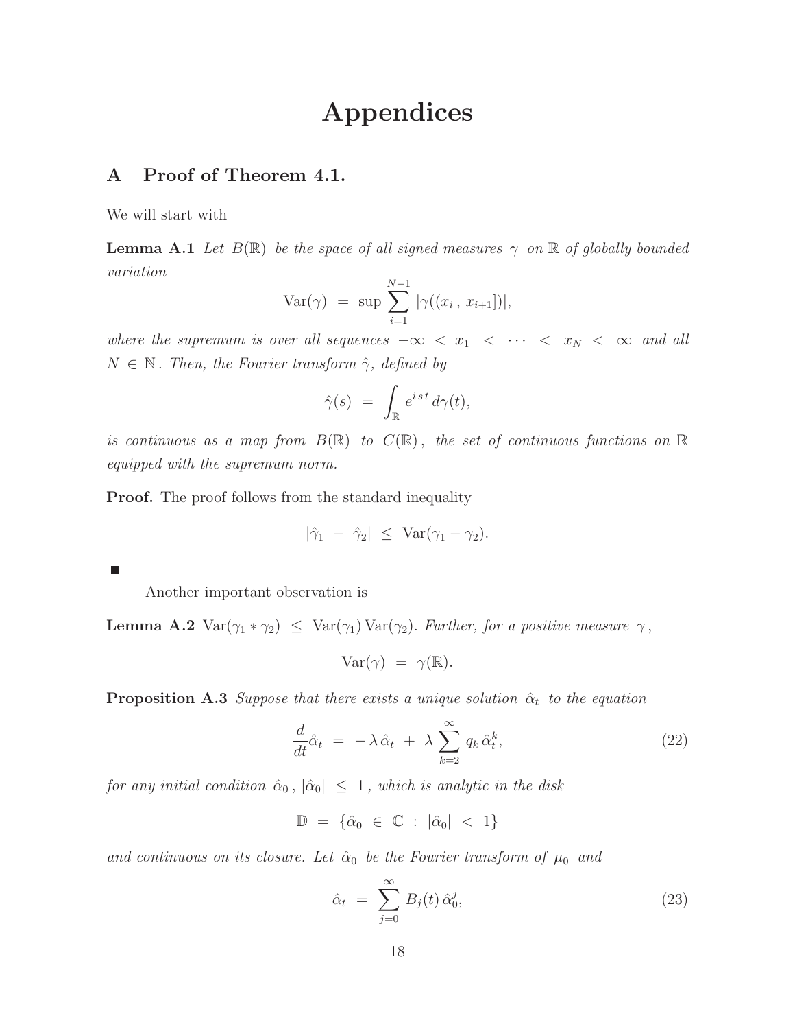# Appendices

## A Proof of Theorem 4.1.

We will start with

**Lemma A.1** *Let $B(\mathbb{R})$ be the space of all signed measures $\gamma$ on $\mathbb{R}$ of globally bounded variation*

$$\mathrm{Var}(\gamma) \; = \; \sup \sum_{i=1}^{N-1} |\gamma((x_i \, , \, x_{i+1}])|,$$

*where the supremum is over all sequences $-\infty < x_1 < \cdots < x_N < \infty$ and all $N \in \mathbb{N}$. Then, the Fourier transform $\hat{\gamma}$, defined by*

$$\hat{\gamma}(s) \; = \; \int_{\mathbb{R}} e^{i\,s\,t} \, d\gamma(t),$$

*is continuous as a map from $B(\mathbb{R})$ to $C(\mathbb{R})$, the set of continuous functions on $\mathbb{R}$ equipped with the supremum norm.*

**Proof.** The proof follows from the standard inequality

$$|\hat{\gamma}_1 \; - \; \hat{\gamma}_2| \; \leq \; \mathrm{Var}(\gamma_1 - \gamma_2).$$

■

Another important observation is

**Lemma A.2** $\mathrm{Var}(\gamma_1 * \gamma_2) \; \leq \; \mathrm{Var}(\gamma_1) \, \mathrm{Var}(\gamma_2)$. *Further, for a positive measure $\gamma$,*

$$\mathrm{Var}(\gamma) \; = \; \gamma(\mathbb{R}).$$

**Proposition A.3** *Suppose that there exists a unique solution $\hat{\alpha}_t$ to the equation*

$$\frac{d}{dt}\hat{\alpha}_t \; = \; -\,\lambda\,\hat{\alpha}_t \; + \; \lambda \sum_{k=2}^{\infty} q_k \, \hat{\alpha}_t^k, \tag{22}$$

*for any initial condition $\hat{\alpha}_0$, $|\hat{\alpha}_0| \; \leq \; 1$, which is analytic in the disk*

$$\mathbb{D} \; = \; \{\hat{\alpha}_0 \; \in \; \mathbb{C} \; : \; |\hat{\alpha}_0| \; < \; 1\}$$

*and continuous on its closure. Let $\hat{\alpha}_0$ be the Fourier transform of $\mu_0$ and*

$$\hat{\alpha}_t \; = \; \sum_{j=0}^{\infty} B_j(t) \, \hat{\alpha}_0^j, \tag{23}$$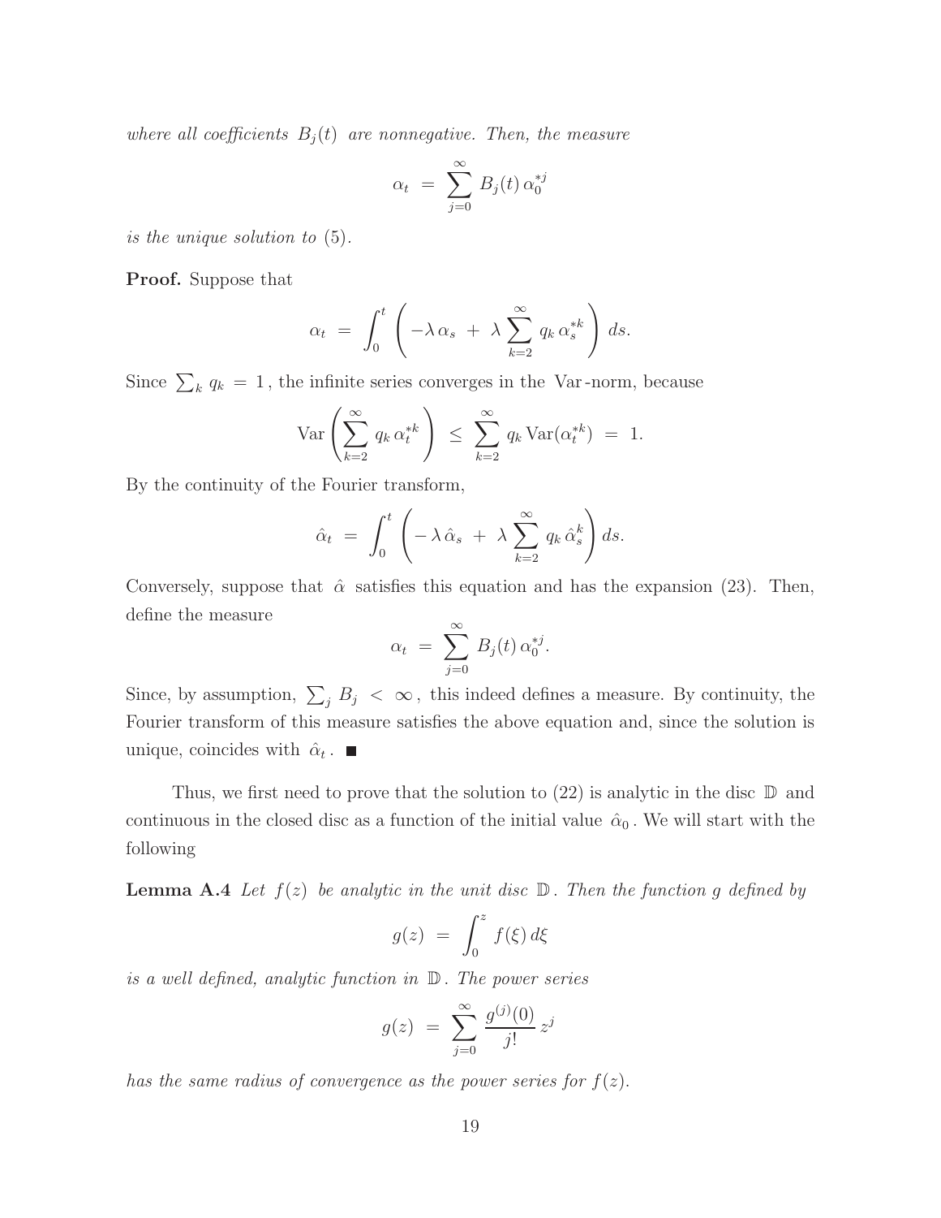*where all coefficients $B_j(t)$ are nonnegative. Then, the measure*

$$\alpha_t \;=\; \sum_{j=0}^{\infty} B_j(t)\,\alpha_0^{*j}$$

*is the unique solution to* (5)*.*

**Proof.** Suppose that

$$\alpha_t \;=\; \int_0^t \left( -\lambda\,\alpha_s \;+\; \lambda \sum_{k=2}^{\infty} q_k\,\alpha_s^{*k} \right)\,ds.$$

Since $\sum_k q_k \;=\; 1$, the infinite series converges in the Var-norm, because

$$\mathrm{Var}\left( \sum_{k=2}^{\infty} q_k\,\alpha_t^{*k} \right) \;\leq\; \sum_{k=2}^{\infty} q_k\,\mathrm{Var}(\alpha_t^{*k}) \;=\; 1.$$

By the continuity of the Fourier transform,

$$\hat{\alpha}_t \;=\; \int_0^t \left( -\,\lambda\,\hat{\alpha}_s \;+\; \lambda \sum_{k=2}^{\infty} q_k\,\hat{\alpha}_s^{k} \right) ds.$$

Conversely, suppose that $\hat{\alpha}$ satisfies this equation and has the expansion (23). Then, define the measure

$$\alpha_t \;=\; \sum_{j=0}^{\infty} B_j(t)\,\alpha_0^{*j}.$$

Since, by assumption, $\sum_j B_j \;<\; \infty$, this indeed defines a measure. By continuity, the Fourier transform of this measure satisfies the above equation and, since the solution is unique, coincides with $\hat{\alpha}_t$. ∎

Thus, we first need to prove that the solution to (22) is analytic in the disc $\mathbb{D}$ and continuous in the closed disc as a function of the initial value $\hat{\alpha}_0$. We will start with the following

**Lemma A.4** *Let $f(z)$ be analytic in the unit disc $\mathbb{D}$. Then the function $g$ defined by*

$$g(z) \;=\; \int_0^z f(\xi)\,d\xi$$

*is a well defined, analytic function in $\mathbb{D}$. The power series*

$$g(z) \;=\; \sum_{j=0}^{\infty} \frac{g^{(j)}(0)}{j!}\,z^j$$

*has the same radius of convergence as the power series for $f(z)$.*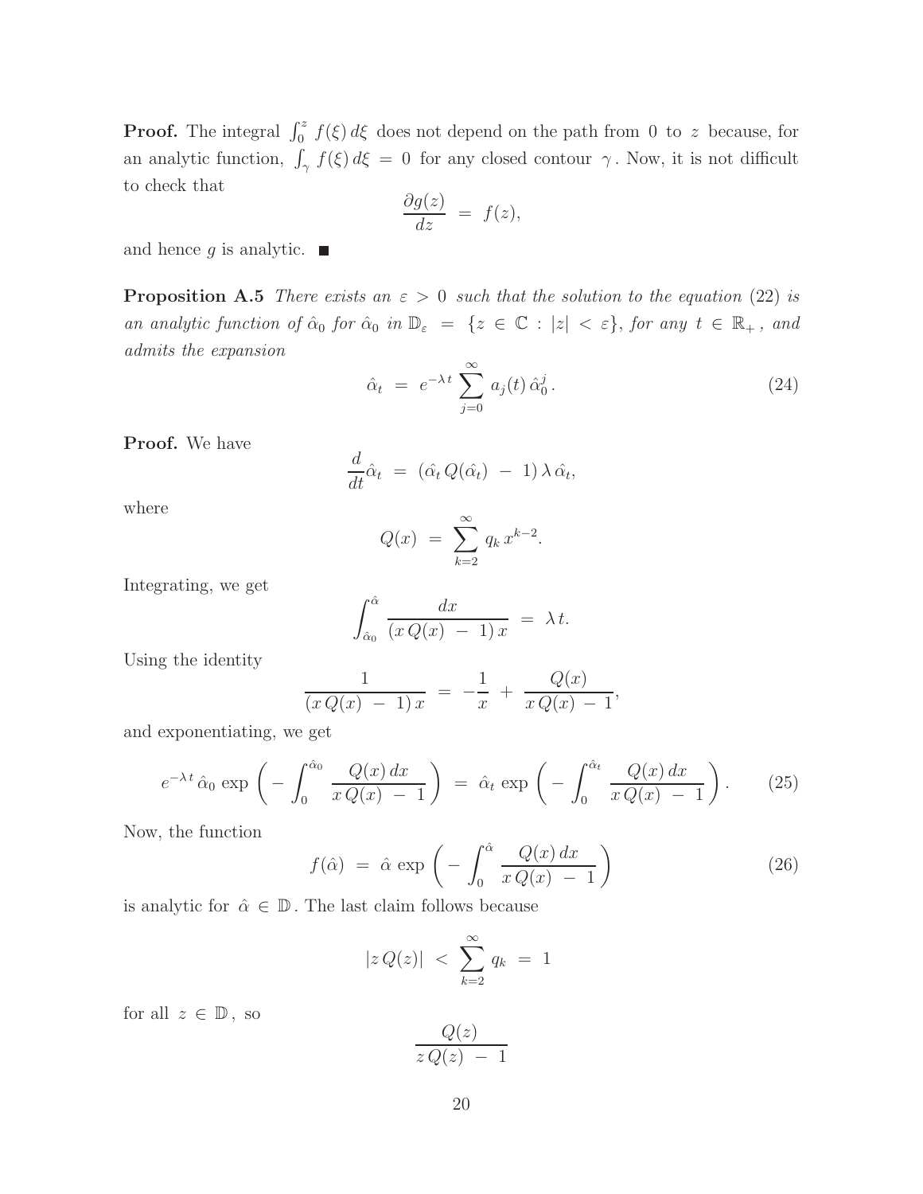**Proof.** The integral $\int_0^z f(\xi)\, d\xi$ does not depend on the path from $0$ to $z$ because, for an analytic function, $\int_\gamma f(\xi)\, d\xi = 0$ for any closed contour $\gamma$. Now, it is not difficult to check that

$$\frac{\partial g(z)}{dz} = f(z),$$

and hence $g$ is analytic. ■

**Proposition A.5** *There exists an $\varepsilon > 0$ such that the solution to the equation* (22) *is an analytic function of $\hat{\alpha}_0$ for $\hat{\alpha}_0$ in $\mathbb{D}_\varepsilon = \{z \in \mathbb{C} : |z| < \varepsilon\}$, for any $t \in \mathbb{R}_+$, and admits the expansion*

$$\hat{\alpha}_t = e^{-\lambda t} \sum_{j=0}^{\infty} a_j(t)\, \hat{\alpha}_0^j. \tag{24}$$

**Proof.** We have

$$\frac{d}{dt}\hat{\alpha}_t = (\hat{\alpha}_t\, Q(\hat{\alpha}_t) - 1)\, \lambda\, \hat{\alpha}_t,$$

where

$$Q(x) = \sum_{k=2}^{\infty} q_k\, x^{k-2}.$$

Integrating, we get

$$\int_{\hat{\alpha}_0}^{\hat{\alpha}} \frac{dx}{(x\, Q(x) - 1)\, x} = \lambda\, t.$$

Using the identity

$$\frac{1}{(x\, Q(x) - 1)\, x} = -\frac{1}{x} + \frac{Q(x)}{x\, Q(x) - 1},$$

and exponentiating, we get

$$e^{-\lambda t}\, \hat{\alpha}_0 \exp\left( - \int_0^{\hat{\alpha}_0} \frac{Q(x)\, dx}{x\, Q(x) - 1} \right) = \hat{\alpha}_t \exp\left( - \int_0^{\hat{\alpha}_t} \frac{Q(x)\, dx}{x\, Q(x) - 1} \right). \tag{25}$$

Now, the function

$$f(\hat{\alpha}) = \hat{\alpha} \exp\left( - \int_0^{\hat{\alpha}} \frac{Q(x)\, dx}{x\, Q(x) - 1} \right) \tag{26}$$

is analytic for $\hat{\alpha} \in \mathbb{D}$. The last claim follows because

$$|z\, Q(z)| < \sum_{k=2}^{\infty} q_k = 1$$

for all $z \in \mathbb{D}$, so

$$\frac{Q(z)}{z\, Q(z) - 1}$$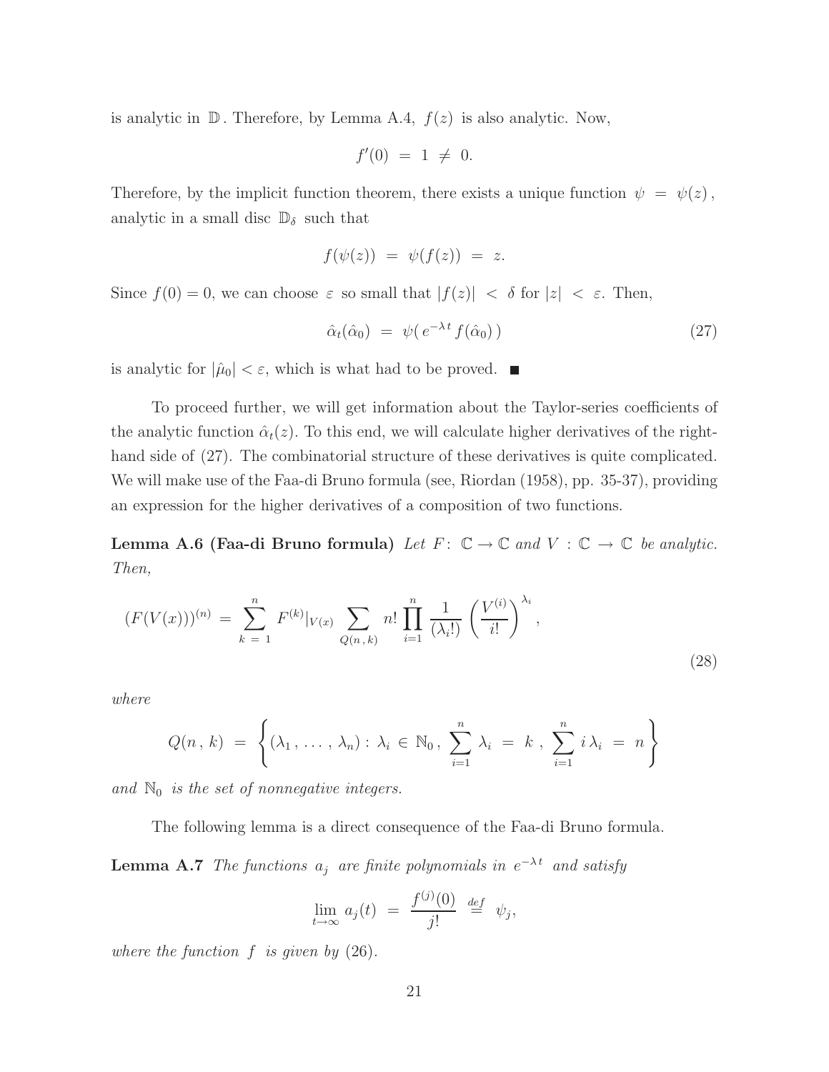is analytic in $\mathbb{D}$. Therefore, by Lemma A.4, $f(z)$ is also analytic. Now,

$$f'(0) \;=\; 1 \;\neq\; 0.$$

Therefore, by the implicit function theorem, there exists a unique function $\psi \;=\; \psi(z)$, analytic in a small disc $\mathbb{D}_\delta$ such that

$$f(\psi(z)) \;=\; \psi(f(z)) \;=\; z.$$

Since $f(0) = 0$, we can choose $\varepsilon$ so small that $|f(z)| \;<\; \delta$ for $|z| \;<\; \varepsilon$. Then,

$$\hat{\alpha}_t(\hat{\alpha}_0) \;=\; \psi(\, e^{-\lambda t}\, f(\hat{\alpha}_0)\,) \tag{27}$$

is analytic for $|\hat{\mu}_0| < \varepsilon$, which is what had to be proved. ■

To proceed further, we will get information about the Taylor-series coefficients of the analytic function $\hat{\alpha}_t(z)$. To this end, we will calculate higher derivatives of the right-hand side of (27). The combinatorial structure of these derivatives is quite complicated. We will make use of the Faa-di Bruno formula (see, Riordan (1958), pp. 35-37), providing an expression for the higher derivatives of a composition of two functions.

**Lemma A.6 (Faa-di Bruno formula)** *Let $F\colon\ \mathbb{C} \to \mathbb{C}$ and $V\,:\, \mathbb{C} \to \mathbb{C}$ be analytic. Then,*

$$(F(V(x)))^{(n)} \;=\; \sum_{k\;=\;1}^{n} F^{(k)}|_{V(x)} \sum_{Q(n\,,\,k)} n! \prod_{i=1}^{n} \frac{1}{(\lambda_i!)} \left(\frac{V^{(i)}}{i!}\right)^{\lambda_i}, \tag{28}$$

*where*

$$Q(n\,,\,k) \;=\; \left\{(\lambda_1\,,\,\ldots\,,\,\lambda_n) : \lambda_i \,\in\, \mathbb{N}_0\,,\, \sum_{i=1}^{n} \lambda_i \;=\; k\;,\; \sum_{i=1}^{n} i\,\lambda_i \;=\; n\right\}$$

*and $\mathbb{N}_0$ is the set of nonnegative integers.*

The following lemma is a direct consequence of the Faa-di Bruno formula.

**Lemma A.7** *The functions $a_j$ are finite polynomials in $e^{-\lambda t}$ and satisfy*

$$\lim_{t\to\infty} a_j(t) \;=\; \frac{f^{(j)}(0)}{j!} \;\stackrel{def}{=}\; \psi_j,$$

*where the function $f$ is given by (26).*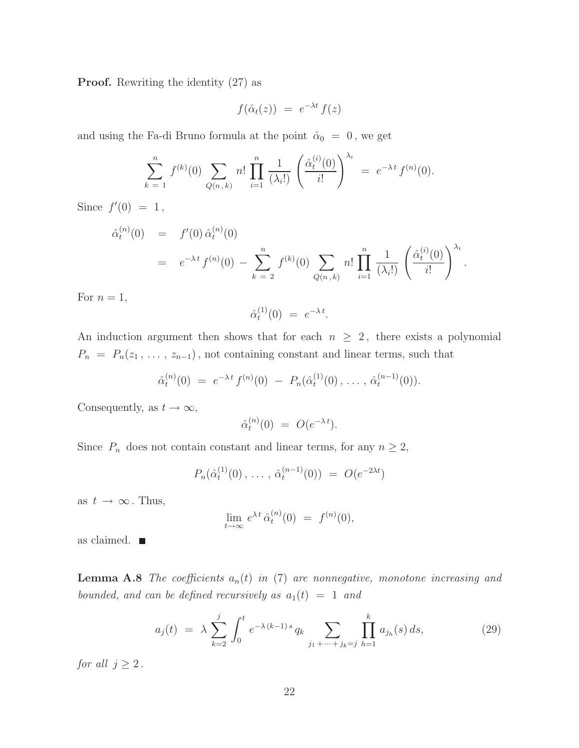**Proof.** Rewriting the identity (27) as

$$f(\hat{\alpha}_t(z)) \;=\; e^{-\lambda t}\, f(z)$$

and using the Fa-di Bruno formula at the point $\hat{\alpha}_0 \;=\; 0$, we get

$$\sum_{k\,=\,1}^{n} f^{(k)}(0) \sum_{Q(n\,,\,k)} n! \prod_{i=1}^{n} \frac{1}{(\lambda_i!)} \left( \frac{\hat{\alpha}_t^{(i)}(0)}{i!} \right)^{\lambda_i} \;=\; e^{-\lambda\, t}\, f^{(n)}(0).$$

Since $f'(0) \;=\; 1$,

$$\begin{aligned}
\hat{\alpha}_t^{(n)}(0) \;&=\; f'(0)\, \hat{\alpha}_t^{(n)}(0) \\
&=\; e^{-\lambda\, t}\, f^{(n)}(0) \;-\; \sum_{k\,=\,2}^{n} f^{(k)}(0) \sum_{Q(n\,,\,k)} n! \prod_{i=1}^{n} \frac{1}{(\lambda_i!)} \left( \frac{\hat{\alpha}_t^{(i)}(0)}{i!} \right)^{\lambda_i}.
\end{aligned}$$

For $n = 1$,

$$\hat{\alpha}_t^{(1)}(0) \;=\; e^{-\lambda\, t}.$$

An induction argument then shows that for each $n \;\geq\; 2$, there exists a polynomial $P_n \;=\; P_n(z_1\,,\,\ldots\,,\,z_{n-1})$, not containing constant and linear terms, such that

$$\hat{\alpha}_t^{(n)}(0) \;=\; e^{-\lambda\, t}\, f^{(n)}(0) \;-\; P_n(\hat{\alpha}_t^{(1)}(0)\,,\,\ldots\,,\,\hat{\alpha}_t^{(n-1)}(0)).$$

Consequently, as $t \to \infty$,

$$\hat{\alpha}_t^{(n)}(0) \;=\; O(e^{-\lambda\, t}).$$

Since $P_n$ does not contain constant and linear terms, for any $n \geq 2$,

$$P_n(\hat{\alpha}_t^{(1)}(0)\,,\,\ldots\,,\,\hat{\alpha}_t^{(n-1)}(0)) \;=\; O(e^{-2\lambda t})$$

as $t \;\to\; \infty$. Thus,

$$\lim_{t \to \infty} e^{\lambda\, t}\, \hat{\alpha}_t^{(n)}(0) \;=\; f^{(n)}(0),$$

as claimed. ■

**Lemma A.8** *The coefficients $a_n(t)$ in (7) are nonnegative, monotone increasing and bounded, and can be defined recursively as $a_1(t) \;=\; 1$ and*

$$a_j(t) \;=\; \lambda \sum_{k=2}^{j} \int_0^t e^{-\lambda\,(k-1)\,s}\, q_k \sum_{j_1\,+\,\cdots\,+\,j_k = j} \; \prod_{h=1}^{k} a_{j_h}(s)\, ds, \tag{29}$$

*for all $j \geq 2$.*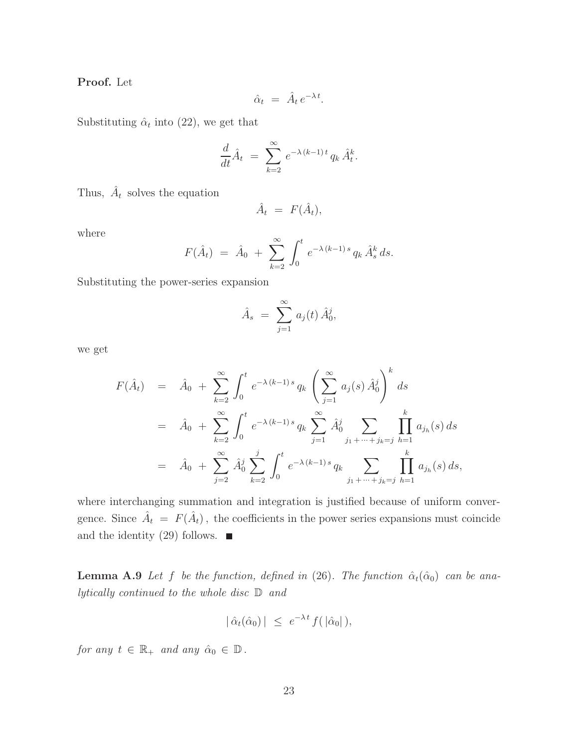**Proof.** Let

$$\hat{\alpha}_t \;=\; \hat{A}_t\, e^{-\lambda\, t}.$$

Substituting $\hat{\alpha}_t$ into (22), we get that

$$\frac{d}{dt}\hat{A}_t \;=\; \sum_{k=2}^{\infty} e^{-\lambda\,(k-1)\,t}\, q_k\, \hat{A}_t^k.$$

Thus, $\hat{A}_t$ solves the equation

$$\hat{A}_t \;=\; F(\hat{A}_t),$$

where

$$F(\hat{A}_t) \;=\; \hat{A}_0 \;+\; \sum_{k=2}^{\infty} \int_0^t e^{-\lambda\,(k-1)\,s}\, q_k\, \hat{A}_s^k\, ds.$$

Substituting the power-series expansion

$$\hat{A}_s \;=\; \sum_{j=1}^{\infty} a_j(t)\, \hat{A}_0^j,$$

we get

$$\begin{aligned}
F(\hat{A}_t) &= \hat{A}_0 \;+\; \sum_{k=2}^{\infty} \int_0^t e^{-\lambda\,(k-1)\,s}\, q_k \left( \sum_{j=1}^{\infty} a_j(s)\, \hat{A}_0^j \right)^k ds \\
&= \hat{A}_0 \;+\; \sum_{k=2}^{\infty} \int_0^t e^{-\lambda\,(k-1)\,s}\, q_k \sum_{j=1}^{\infty} \hat{A}_0^j \sum_{j_1 + \cdots + j_k = j} \prod_{h=1}^{k} a_{j_h}(s)\, ds \\
&= \hat{A}_0 \;+\; \sum_{j=2}^{\infty} \hat{A}_0^j \sum_{k=2}^{j} \int_0^t e^{-\lambda\,(k-1)\,s}\, q_k \sum_{j_1 + \cdots + j_k = j} \prod_{h=1}^{k} a_{j_h}(s)\, ds,
\end{aligned}$$

where interchanging summation and integration is justified because of uniform convergence. Since $\hat{A}_t \,=\, F(\hat{A}_t)$, the coefficients in the power series expansions must coincide and the identity (29) follows. ■

**Lemma A.9** *Let $f$ be the function, defined in* (26)*. The function $\hat{\alpha}_t(\hat{\alpha}_0)$ can be analytically continued to the whole disc $\mathbb{D}$ and*

$$|\,\hat{\alpha}_t(\hat{\alpha}_0)\,| \;\le\; e^{-\lambda\, t}\, f(\,|\hat{\alpha}_0|\,),$$

*for any $t \in \mathbb{R}_+$ and any $\hat{\alpha}_0 \in \mathbb{D}$.*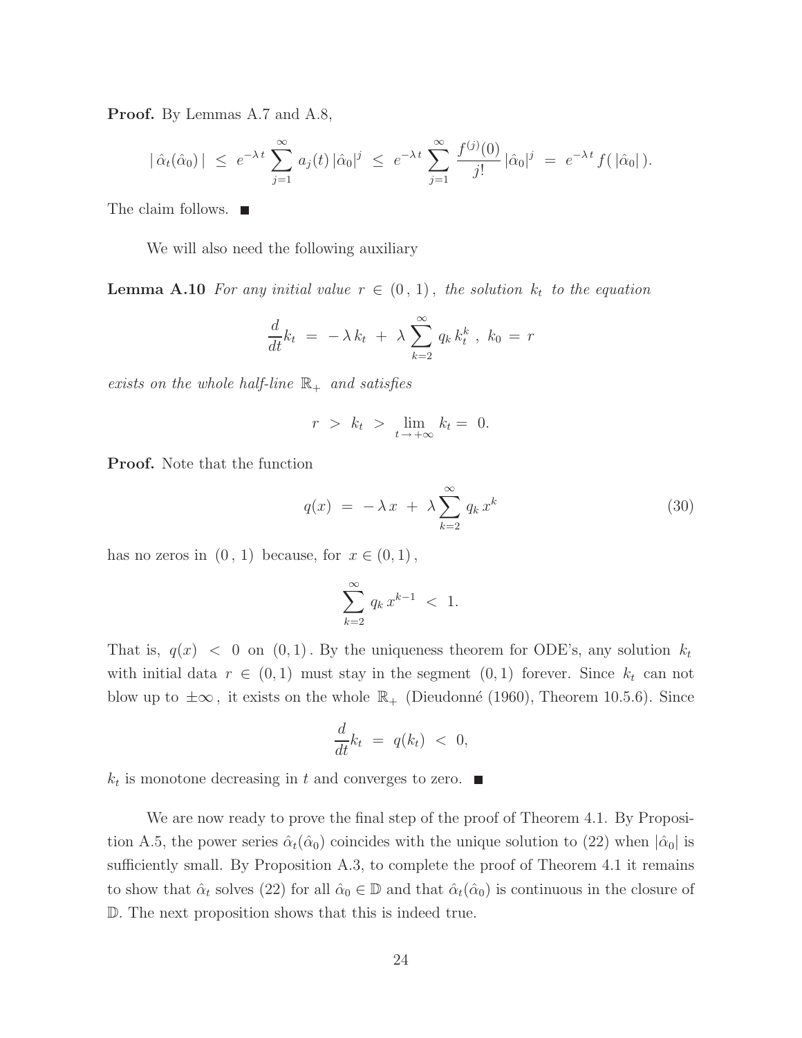**Proof.** By Lemmas A.7 and A.8,

$$|\,\hat{\alpha}_t(\hat{\alpha}_0)\,| \;\leq\; e^{-\lambda\, t} \sum_{j=1}^{\infty} a_j(t)\,|\hat{\alpha}_0|^j \;\leq\; e^{-\lambda\, t} \sum_{j=1}^{\infty} \frac{f^{(j)}(0)}{j!}\,|\hat{\alpha}_0|^j \;=\; e^{-\lambda\, t} f(\,|\hat{\alpha}_0|\,).$$

The claim follows. ■

We will also need the following auxiliary

**Lemma A.10** *For any initial value* $r \in (0\,,\,1)$, *the solution* $k_t$ *to the equation*

$$\frac{d}{dt} k_t \;=\; -\,\lambda\, k_t \;+\; \lambda \sum_{k=2}^{\infty} q_k\, k_t^k\;,\;\; k_0 \;=\; r$$

*exists on the whole half-line* $\mathbb{R}_+$ *and satisfies*

$$r \;>\; k_t \;>\; \lim_{t \to +\infty} k_t =\; 0.$$

**Proof.** Note that the function

$$q(x) \;=\; -\,\lambda\, x \;+\; \lambda \sum_{k=2}^{\infty} q_k\, x^k \tag{30}$$

has no zeros in $(0\,,\,1)$ because, for $x \in (0,1)$,

$$\sum_{k=2}^{\infty} q_k\, x^{k-1} \;<\; 1.$$

That is, $q(x) \;<\; 0$ on $(0,1)$. By the uniqueness theorem for ODE's, any solution $k_t$ with initial data $r \in (0,1)$ must stay in the segment $(0,1)$ forever. Since $k_t$ can not blow up to $\pm\infty$, it exists on the whole $\mathbb{R}_+$ (Dieudonné (1960), Theorem 10.5.6). Since

$$\frac{d}{dt} k_t \;=\; q(k_t) \;<\; 0,$$

$k_t$ is monotone decreasing in $t$ and converges to zero. ■

We are now ready to prove the final step of the proof of Theorem 4.1. By Proposition A.5, the power series $\hat{\alpha}_t(\hat{\alpha}_0)$ coincides with the unique solution to (22) when $|\hat{\alpha}_0|$ is sufficiently small. By Proposition A.3, to complete the proof of Theorem 4.1 it remains to show that $\hat{\alpha}_t$ solves (22) for all $\hat{\alpha}_0 \in \mathbb{D}$ and that $\hat{\alpha}_t(\hat{\alpha}_0)$ is continuous in the closure of $\mathbb{D}$. The next proposition shows that this is indeed true.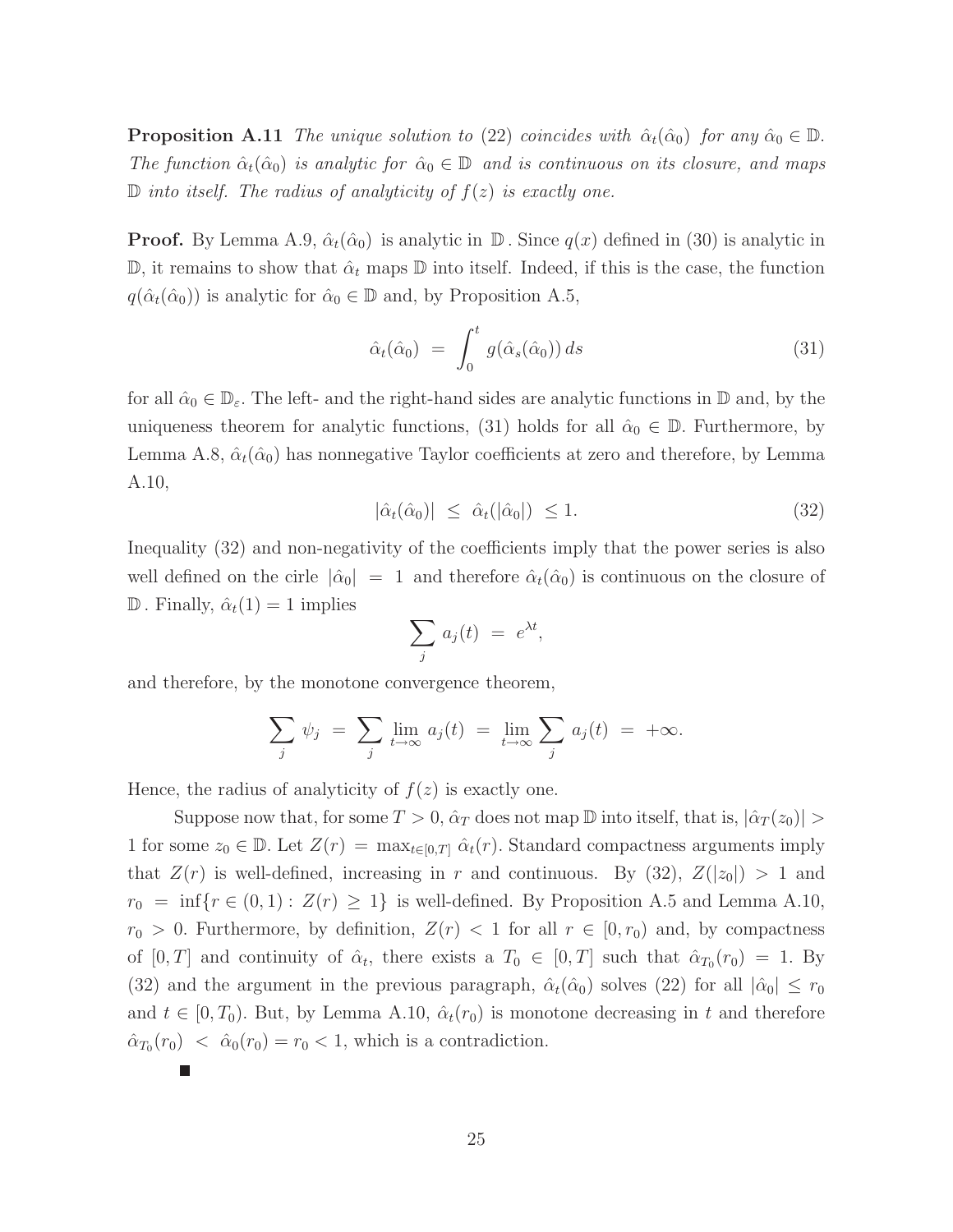**Proposition A.11** *The unique solution to (22) coincides with $\hat{\alpha}_t(\hat{\alpha}_0)$ for any $\hat{\alpha}_0 \in \mathbb{D}$. The function $\hat{\alpha}_t(\hat{\alpha}_0)$ is analytic for $\hat{\alpha}_0 \in \mathbb{D}$ and is continuous on its closure, and maps $\mathbb{D}$ into itself. The radius of analyticity of $f(z)$ is exactly one.*

**Proof.** By Lemma A.9, $\hat{\alpha}_t(\hat{\alpha}_0)$ is analytic in $\mathbb{D}$. Since $q(x)$ defined in (30) is analytic in $\mathbb{D}$, it remains to show that $\hat{\alpha}_t$ maps $\mathbb{D}$ into itself. Indeed, if this is the case, the function $q(\hat{\alpha}_t(\hat{\alpha}_0))$ is analytic for $\hat{\alpha}_0 \in \mathbb{D}$ and, by Proposition A.5,

$$\hat{\alpha}_t(\hat{\alpha}_0) \; = \; \int_0^t g(\hat{\alpha}_s(\hat{\alpha}_0))\, ds \tag{31}$$

for all $\hat{\alpha}_0 \in \mathbb{D}_\varepsilon$. The left- and the right-hand sides are analytic functions in $\mathbb{D}$ and, by the uniqueness theorem for analytic functions, (31) holds for all $\hat{\alpha}_0 \in \mathbb{D}$. Furthermore, by Lemma A.8, $\hat{\alpha}_t(\hat{\alpha}_0)$ has nonnegative Taylor coefficients at zero and therefore, by Lemma A.10,

$$|\hat{\alpha}_t(\hat{\alpha}_0)| \; \leq \; \hat{\alpha}_t(|\hat{\alpha}_0|) \; \leq 1. \tag{32}$$

Inequality (32) and non-negativity of the coefficients imply that the power series is also well defined on the cirle $|\hat{\alpha}_0| \; = \; 1$ and therefore $\hat{\alpha}_t(\hat{\alpha}_0)$ is continuous on the closure of $\mathbb{D}$. Finally, $\hat{\alpha}_t(1) = 1$ implies

$$\sum_j a_j(t) \; = \; e^{\lambda t},$$

and therefore, by the monotone convergence theorem,

$$\sum_j \psi_j \; = \; \sum_j \lim_{t\to\infty} a_j(t) \; = \; \lim_{t\to\infty} \sum_j a_j(t) \; = \; +\infty.$$

Hence, the radius of analyticity of $f(z)$ is exactly one.

Suppose now that, for some $T > 0$, $\hat{\alpha}_T$ does not map $\mathbb{D}$ into itself, that is, $|\hat{\alpha}_T(z_0)| > 1$ for some $z_0 \in \mathbb{D}$. Let $Z(r) \; = \; \max_{t\in[0,T]} \; \hat{\alpha}_t(r)$. Standard compactness arguments imply that $Z(r)$ is well-defined, increasing in $r$ and continuous. By (32), $Z(|z_0|) \; > \; 1$ and $r_0 \; = \; \inf\{r \in (0,1) : \; Z(r) \; \geq \; 1\}$ is well-defined. By Proposition A.5 and Lemma A.10, $r_0 \; > \; 0$. Furthermore, by definition, $Z(r) \; < \; 1$ for all $r \; \in \; [0, r_0)$ and, by compactness of $[0, T]$ and continuity of $\hat{\alpha}_t$, there exists a $T_0 \; \in \; [0, T]$ such that $\hat{\alpha}_{T_0}(r_0) \; = \; 1$. By (32) and the argument in the previous paragraph, $\hat{\alpha}_t(\hat{\alpha}_0)$ solves (22) for all $|\hat{\alpha}_0| \; \leq \; r_0$ and $t \in [0, T_0)$. But, by Lemma A.10, $\hat{\alpha}_t(r_0)$ is monotone decreasing in $t$ and therefore $\hat{\alpha}_{T_0}(r_0) \; < \; \hat{\alpha}_0(r_0) = r_0 < 1$, which is a contradiction.

■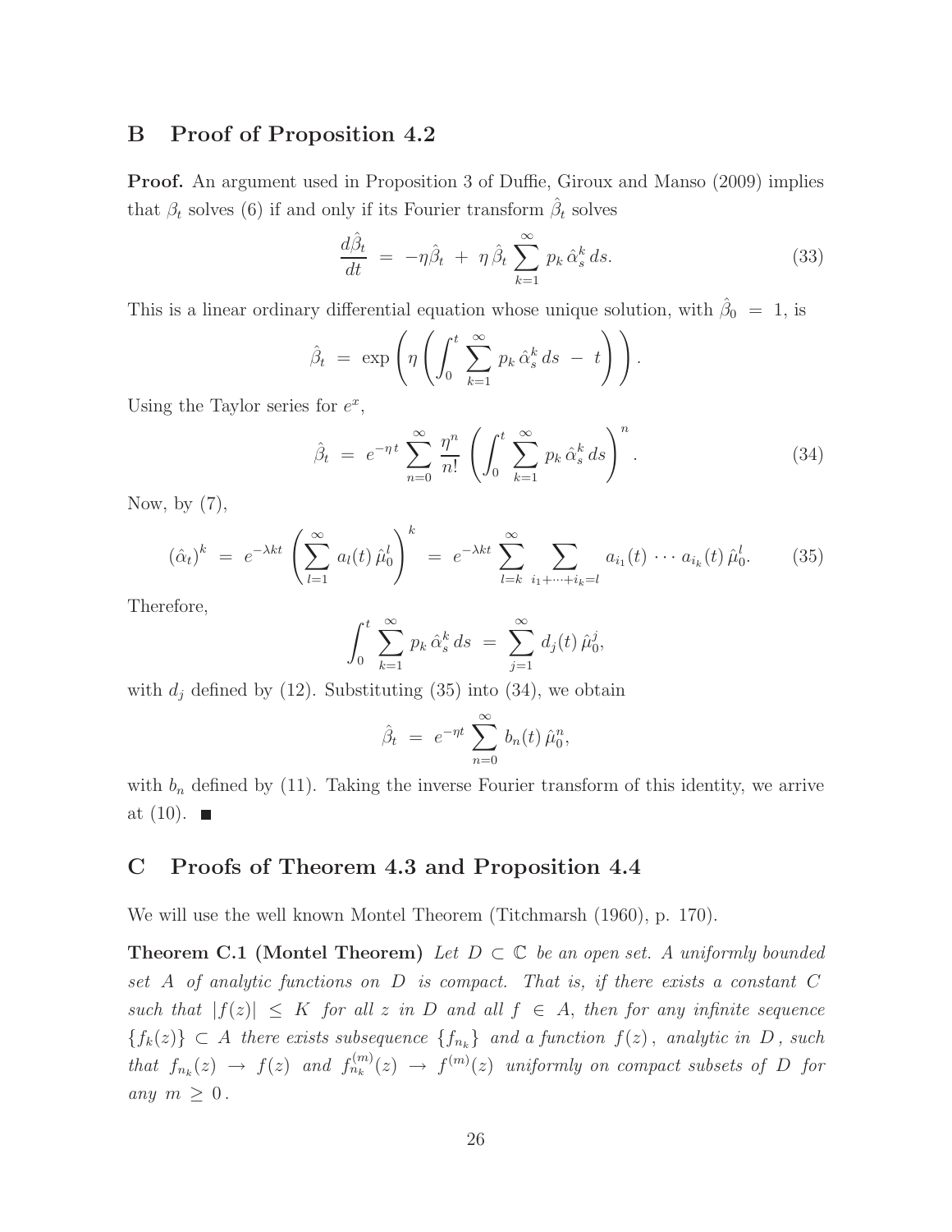## B Proof of Proposition 4.2

**Proof.** An argument used in Proposition 3 of Duffie, Giroux and Manso (2009) implies that $\beta_t$ solves (6) if and only if its Fourier transform $\hat{\beta}_t$ solves

$$\frac{d\hat{\beta}_t}{dt} \;=\; -\eta\hat{\beta}_t \;+\; \eta\,\hat{\beta}_t \sum_{k=1}^{\infty} p_k\,\hat{\alpha}_s^k\,ds. \tag{33}$$

This is a linear ordinary differential equation whose unique solution, with $\hat{\beta}_0 \;=\; 1$, is

$$\hat{\beta}_t \;=\; \exp\left(\eta\left(\int_0^t \sum_{k=1}^{\infty} p_k\,\hat{\alpha}_s^k\,ds \;-\; t\right)\right).$$

Using the Taylor series for $e^x$,

$$\hat{\beta}_t \;=\; e^{-\eta\,t} \sum_{n=0}^{\infty} \frac{\eta^n}{n!}\left(\int_0^t \sum_{k=1}^{\infty} p_k\,\hat{\alpha}_s^k\,ds\right)^n. \tag{34}$$

Now, by (7),

$$(\hat{\alpha}_t)^k \;=\; e^{-\lambda kt}\left(\sum_{l=1}^{\infty} a_l(t)\,\hat{\mu}_0^l\right)^k \;=\; e^{-\lambda kt}\sum_{l=k}^{\infty}\;\sum_{i_1+\cdots+i_k=l} a_{i_1}(t)\,\cdots\,a_{i_k}(t)\,\hat{\mu}_0^l. \tag{35}$$

Therefore,

$$\int_0^t \sum_{k=1}^{\infty} p_k\,\hat{\alpha}_s^k\,ds \;=\; \sum_{j=1}^{\infty} d_j(t)\,\hat{\mu}_0^j,$$

with $d_j$ defined by (12). Substituting (35) into (34), we obtain

$$\hat{\beta}_t \;=\; e^{-\eta t}\sum_{n=0}^{\infty} b_n(t)\,\hat{\mu}_0^n,$$

with $b_n$ defined by (11). Taking the inverse Fourier transform of this identity, we arrive at (10). ■

## C Proofs of Theorem 4.3 and Proposition 4.4

We will use the well known Montel Theorem (Titchmarsh (1960), p. 170).

**Theorem C.1 (Montel Theorem)** *Let $D \subset \mathbb{C}$ be an open set. A uniformly bounded set $A$ of analytic functions on $D$ is compact. That is, if there exists a constant $C$ such that $|f(z)| \;\le\; K$ for all $z$ in $D$ and all $f \;\in\; A$, then for any infinite sequence $\{f_k(z)\} \subset A$ there exists subsequence $\{f_{n_k}\}$ and a function $f(z)$, analytic in $D$, such that $f_{n_k}(z) \;\to\; f(z)$ and $f_{n_k}^{(m)}(z) \;\to\; f^{(m)}(z)$ uniformly on compact subsets of $D$ for any $m \ge 0$.*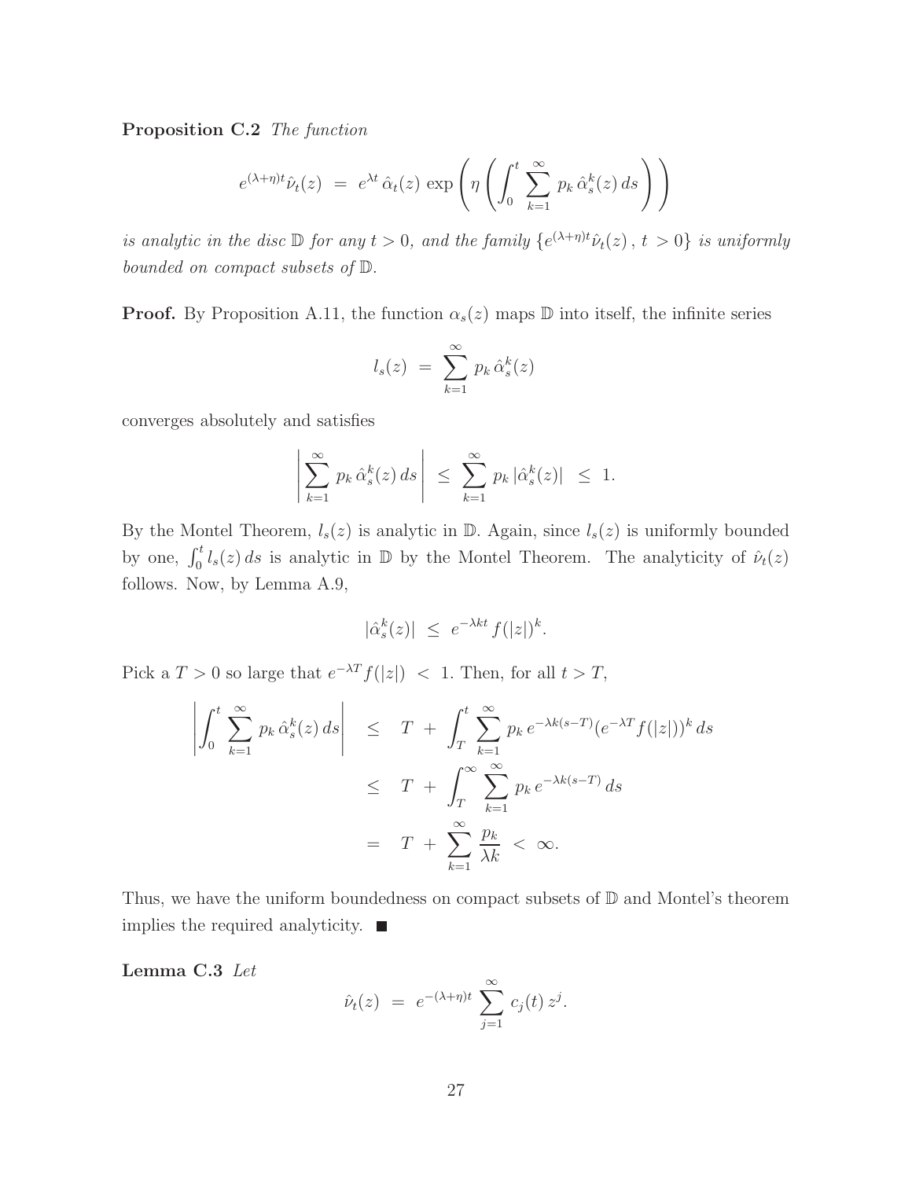**Proposition C.2** *The function*

$$e^{(\lambda+\eta)t}\hat{\nu}_t(z) \;=\; e^{\lambda t}\,\hat{\alpha}_t(z)\,\exp\left(\eta\left(\int_0^t \sum_{k=1}^{\infty} p_k\,\hat{\alpha}_s^k(z)\,ds\right)\right)$$

*is analytic in the disc* $\mathbb{D}$ *for any* $t > 0$*, and the family* $\{e^{(\lambda+\eta)t}\hat{\nu}_t(z)\,,\; t > 0\}$ *is uniformly bounded on compact subsets of* $\mathbb{D}$*.*

**Proof.** By Proposition A.11, the function $\alpha_s(z)$ maps $\mathbb{D}$ into itself, the infinite series

$$l_s(z) \;=\; \sum_{k=1}^{\infty} p_k\,\hat{\alpha}_s^k(z)$$

converges absolutely and satisfies

$$\left|\sum_{k=1}^{\infty} p_k\,\hat{\alpha}_s^k(z)\,ds\right| \;\le\; \sum_{k=1}^{\infty} p_k\,|\hat{\alpha}_s^k(z)| \;\le\; 1.$$

By the Montel Theorem, $l_s(z)$ is analytic in $\mathbb{D}$. Again, since $l_s(z)$ is uniformly bounded by one, $\int_0^t l_s(z)\,ds$ is analytic in $\mathbb{D}$ by the Montel Theorem. The analyticity of $\hat{\nu}_t(z)$ follows. Now, by Lemma A.9,

$$|\hat{\alpha}_s^k(z)| \;\le\; e^{-\lambda k t}\,f(|z|)^k.$$

Pick a $T > 0$ so large that $e^{-\lambda T} f(|z|) \;<\; 1$. Then, for all $t > T$,

$$\begin{aligned}
\left|\int_0^t \sum_{k=1}^{\infty} p_k\,\hat{\alpha}_s^k(z)\,ds\right| &\le T \;+\; \int_T^t \sum_{k=1}^{\infty} p_k\,e^{-\lambda k(s-T)}(e^{-\lambda T} f(|z|))^k\,ds \\
&\le T \;+\; \int_T^{\infty} \sum_{k=1}^{\infty} p_k\,e^{-\lambda k(s-T)}\,ds \\
&= T \;+\; \sum_{k=1}^{\infty} \frac{p_k}{\lambda k} \;<\; \infty.
\end{aligned}$$

Thus, we have the uniform boundedness on compact subsets of $\mathbb{D}$ and Montel's theorem implies the required analyticity. ■

**Lemma C.3** *Let*

$$\hat{\nu}_t(z) \;=\; e^{-(\lambda+\eta)t}\sum_{j=1}^{\infty} c_j(t)\,z^j.$$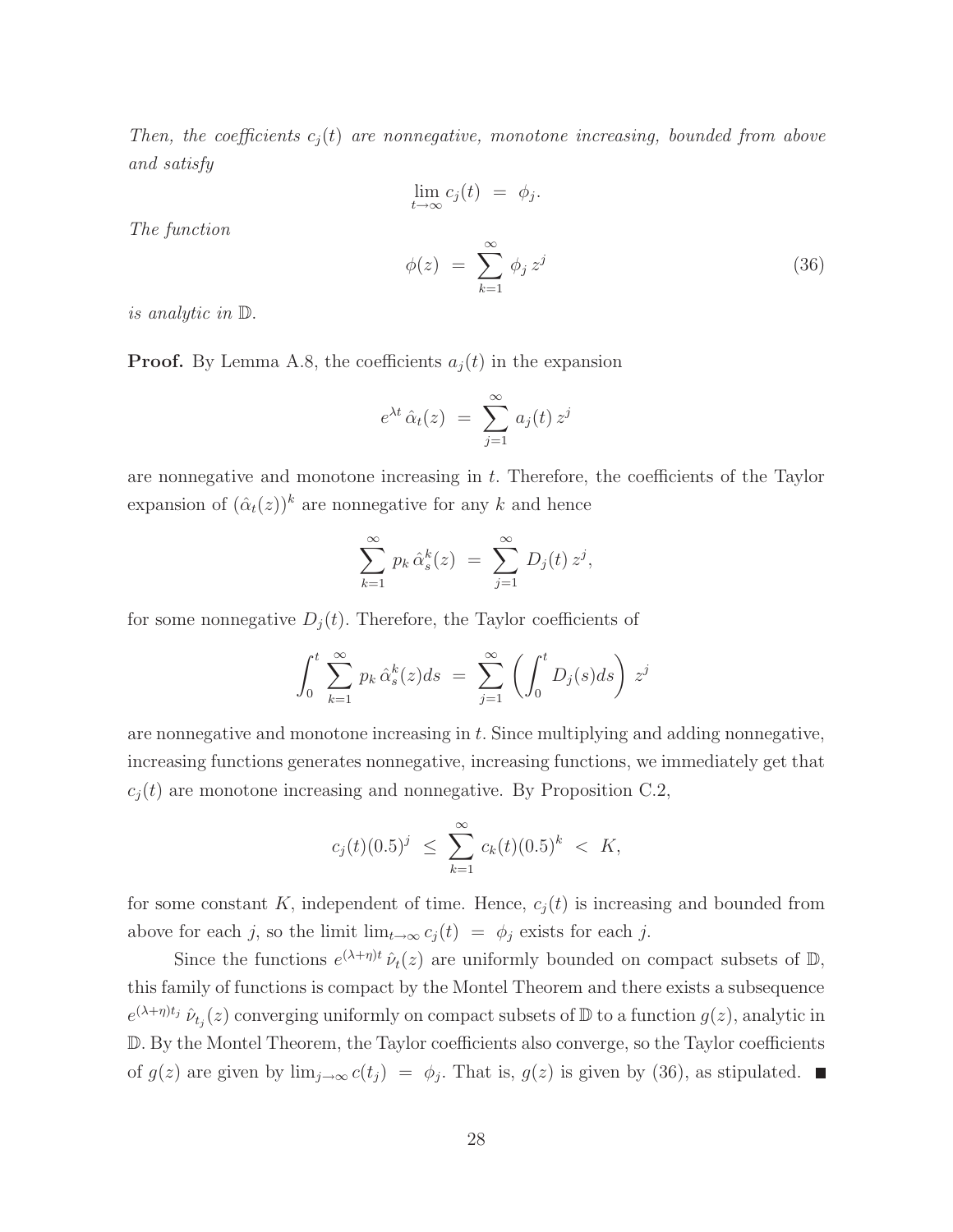*Then, the coefficients $c_j(t)$ are nonnegative, monotone increasing, bounded from above and satisfy*

$$\lim_{t\to\infty} c_j(t) \;=\; \phi_j.$$

*The function*

$$\phi(z) \;=\; \sum_{k=1}^{\infty} \phi_j \, z^j \tag{36}$$

*is analytic in* $\mathbb{D}$.

**Proof.** By Lemma A.8, the coefficients $a_j(t)$ in the expansion

$$e^{\lambda t}\,\hat{\alpha}_t(z) \;=\; \sum_{j=1}^{\infty} a_j(t)\, z^j$$

are nonnegative and monotone increasing in $t$. Therefore, the coefficients of the Taylor expansion of $(\hat{\alpha}_t(z))^k$ are nonnegative for any $k$ and hence

$$\sum_{k=1}^{\infty} p_k\, \hat{\alpha}_s^k(z) \;=\; \sum_{j=1}^{\infty} D_j(t)\, z^j,$$

for some nonnegative $D_j(t)$. Therefore, the Taylor coefficients of

$$\int_0^t \sum_{k=1}^{\infty} p_k\, \hat{\alpha}_s^k(z) ds \;=\; \sum_{j=1}^{\infty} \left( \int_0^t D_j(s) ds \right) z^j$$

are nonnegative and monotone increasing in $t$. Since multiplying and adding nonnegative, increasing functions generates nonnegative, increasing functions, we immediately get that $c_j(t)$ are monotone increasing and nonnegative. By Proposition C.2,

$$c_j(t)(0.5)^j \;\le\; \sum_{k=1}^{\infty} c_k(t)(0.5)^k \;<\; K,$$

for some constant $K$, independent of time. Hence, $c_j(t)$ is increasing and bounded from above for each $j$, so the limit $\lim_{t\to\infty} c_j(t) \;=\; \phi_j$ exists for each $j$.

Since the functions $e^{(\lambda+\eta)t}\,\hat{\nu}_t(z)$ are uniformly bounded on compact subsets of $\mathbb{D}$, this family of functions is compact by the Montel Theorem and there exists a subsequence $e^{(\lambda+\eta)t_j}\,\hat{\nu}_{t_j}(z)$ converging uniformly on compact subsets of $\mathbb{D}$ to a function $g(z)$, analytic in $\mathbb{D}$. By the Montel Theorem, the Taylor coefficients also converge, so the Taylor coefficients of $g(z)$ are given by $\lim_{j\to\infty} c(t_j) \;=\; \phi_j$. That is, $g(z)$ is given by (36), as stipulated. ■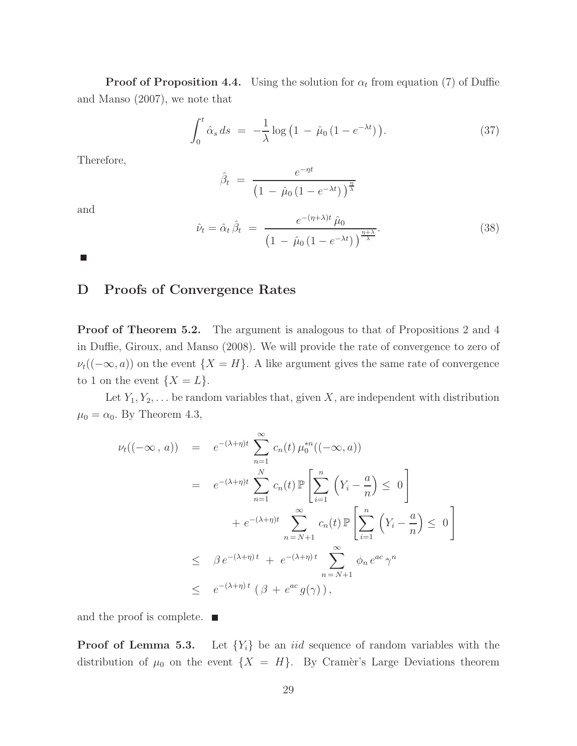**Proof of Proposition 4.4.** Using the solution for $\alpha_t$ from equation (7) of Duffie and Manso (2007), we note that

$$\int_0^t \hat{\alpha}_s \, ds \;=\; -\frac{1}{\lambda} \log\left(1 \,-\, \hat{\mu}_0 \left(1 - e^{-\lambda t}\right)\right). \tag{37}$$

Therefore,

$$\hat{\beta}_t \;=\; \frac{e^{-\eta t}}{\left(1 \,-\, \hat{\mu}_0 \left(1 - e^{-\lambda t}\right)\right)^{\frac{\eta}{\lambda}}}$$

and

$$\hat{\nu}_t = \hat{\alpha}_t \, \hat{\beta}_t \;=\; \frac{e^{-(\eta+\lambda) t} \, \hat{\mu}_0}{\left(1 \,-\, \hat{\mu}_0 \left(1 - e^{-\lambda t}\right)\right)^{\frac{\eta+\lambda}{\lambda}}}. \tag{38}$$

■

# D Proofs of Convergence Rates

**Proof of Theorem 5.2.** The argument is analogous to that of Propositions 2 and 4 in Duffie, Giroux, and Manso (2008). We will provide the rate of convergence to zero of $\nu_t((-\infty, a))$ on the event $\{X = H\}$. A like argument gives the same rate of convergence to 1 on the event $\{X = L\}$.

Let $Y_1, Y_2, \ldots$ be random variables that, given $X$, are independent with distribution $\mu_0 = \alpha_0$. By Theorem 4.3,

$$\begin{aligned}
\nu_t((-\infty\,,\,a)) \;&=\; e^{-(\lambda+\eta)t} \sum_{n=1}^{\infty} c_n(t) \, \mu_0^{*n}((-\infty, a)) \\
&=\; e^{-(\lambda+\eta)t} \sum_{n=1}^{N} c_n(t) \, \mathbb{P}\left[\sum_{i=1}^{n} \left(Y_i - \frac{a}{n}\right) \,\leq\, 0\right] \\
&\qquad +\, e^{-(\lambda+\eta)t} \sum_{n\,=\,N+1}^{\infty} c_n(t) \, \mathbb{P}\left[\sum_{i=1}^{n} \left(Y_i - \frac{a}{n}\right) \,\leq\, 0\right] \\
&\leq\; \beta \, e^{-(\lambda+\eta)\,t} \,+\, e^{-(\lambda+\eta)\,t} \sum_{n\,=\,N+1}^{\infty} \phi_n \, e^{ac} \, \gamma^n \\
&\leq\; e^{-(\lambda+\eta)\,t} \left(\beta \,+\, e^{ac} \, g(\gamma)\right),
\end{aligned}$$

and the proof is complete. ■

**Proof of Lemma 5.3.** Let $\{Y_i\}$ be an *iid* sequence of random variables with the distribution of $\mu_0$ on the event $\{X = H\}$. By Cramèr's Large Deviations theorem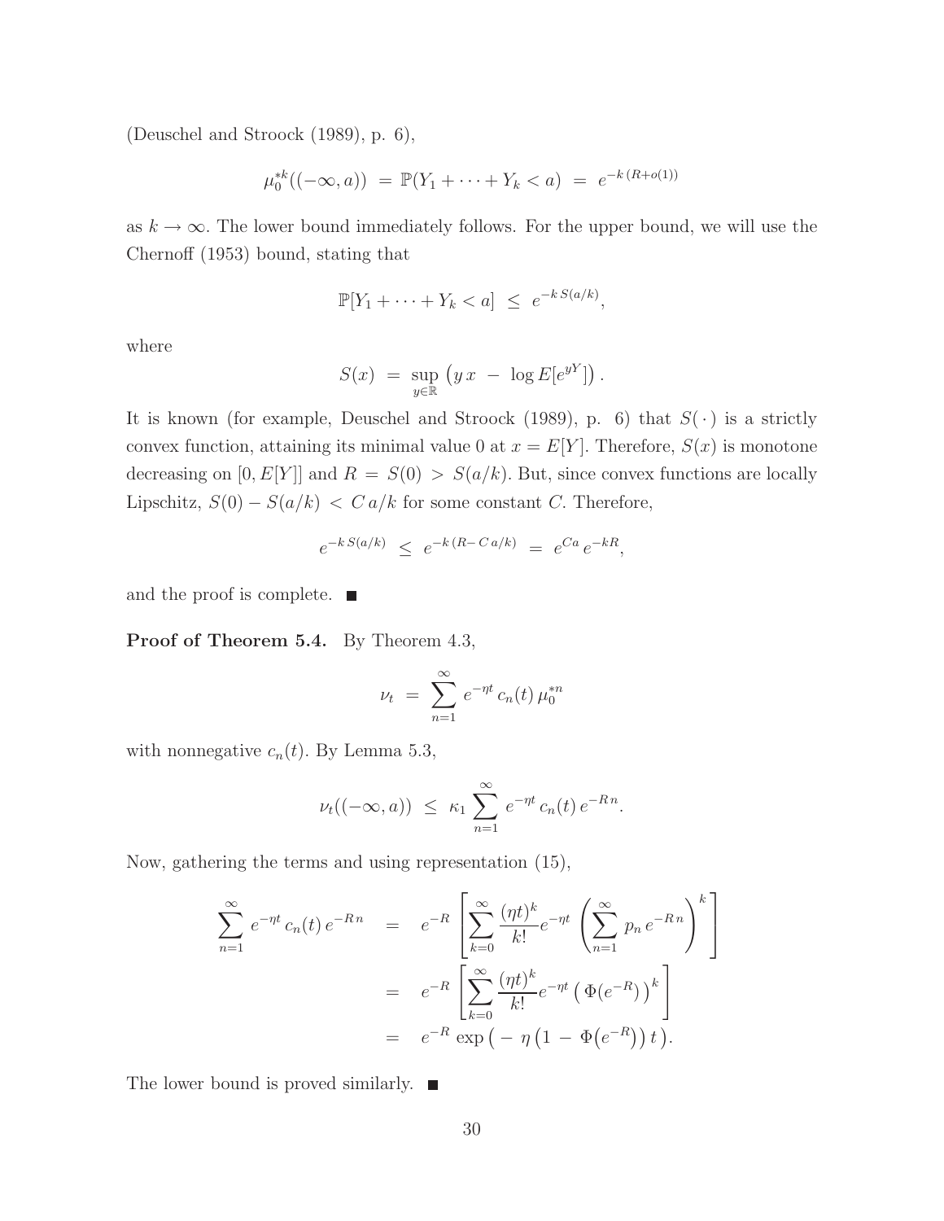(Deuschel and Stroock (1989), p. 6),

$$\mu_0^{*k}((-\infty, a)) \;=\; \mathbb{P}(Y_1 + \cdots + Y_k < a) \;=\; e^{-k\,(R + o(1))}$$

as $k \to \infty$. The lower bound immediately follows. For the upper bound, we will use the Chernoff (1953) bound, stating that

$$\mathbb{P}[Y_1 + \cdots + Y_k < a] \;\le\; e^{-k\,S(a/k)},$$

where

$$S(x) \;=\; \sup_{y \in \mathbb{R}} \left( y\,x \;-\; \log E[e^{yY}] \right).$$

It is known (for example, Deuschel and Stroock (1989), p. 6) that $S(\,\cdot\,)$ is a strictly convex function, attaining its minimal value 0 at $x = E[Y]$. Therefore, $S(x)$ is monotone decreasing on $[0, E[Y]]$ and $R = S(0) > S(a/k)$. But, since convex functions are locally Lipschitz, $S(0) - S(a/k) < C\,a/k$ for some constant $C$. Therefore,

$$e^{-k\,S(a/k)} \;\le\; e^{-k\,(R - C\,a/k)} \;=\; e^{Ca}\,e^{-kR},$$

and the proof is complete. ■

**Proof of Theorem 5.4.** By Theorem 4.3,

$$\nu_t \;=\; \sum_{n=1}^{\infty} e^{-\eta t}\,c_n(t)\,\mu_0^{*n}$$

with nonnegative $c_n(t)$. By Lemma 5.3,

$$\nu_t((-\infty, a)) \;\le\; \kappa_1 \sum_{n=1}^{\infty} e^{-\eta t}\,c_n(t)\,e^{-R\,n}.$$

Now, gathering the terms and using representation (15),

$$\begin{aligned}
\sum_{n=1}^{\infty} e^{-\eta t}\,c_n(t)\,e^{-R\,n} \quad &= \quad e^{-R} \left[ \sum_{k=0}^{\infty} \frac{(\eta t)^k}{k!} e^{-\eta t} \left( \sum_{n=1}^{\infty} p_n\,e^{-R\,n} \right)^k \right] \\
&= \quad e^{-R} \left[ \sum_{k=0}^{\infty} \frac{(\eta t)^k}{k!} e^{-\eta t} \left( \Phi(e^{-R}) \right)^k \right] \\
&= \quad e^{-R}\,\exp\left( -\,\eta\left(1 \;-\; \Phi\left(e^{-R}\right)\right) t \right).
\end{aligned}$$

The lower bound is proved similarly. ■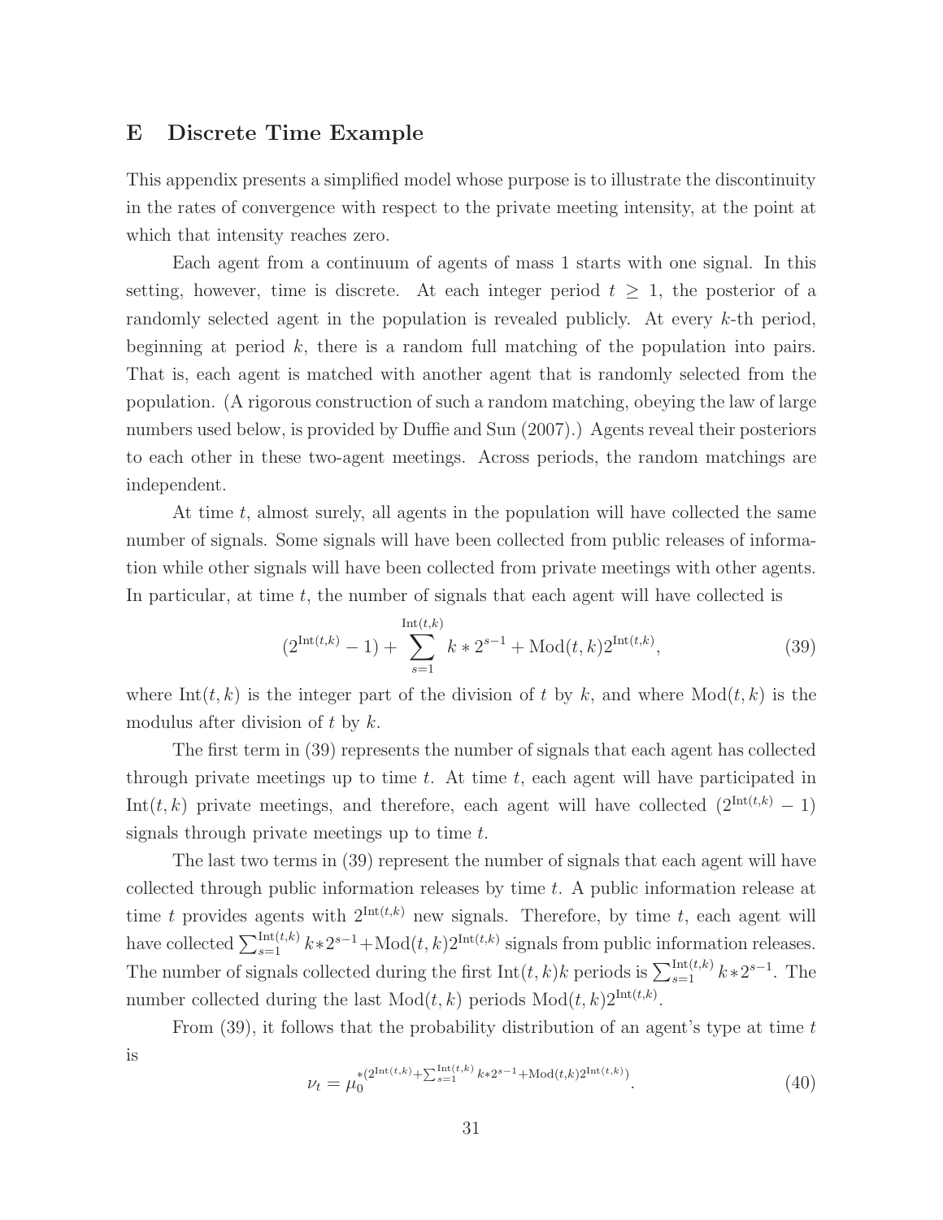## E Discrete Time Example

This appendix presents a simplified model whose purpose is to illustrate the discontinuity in the rates of convergence with respect to the private meeting intensity, at the point at which that intensity reaches zero.

Each agent from a continuum of agents of mass 1 starts with one signal. In this setting, however, time is discrete. At each integer period $t \geq 1$, the posterior of a randomly selected agent in the population is revealed publicly. At every $k$-th period, beginning at period $k$, there is a random full matching of the population into pairs. That is, each agent is matched with another agent that is randomly selected from the population. (A rigorous construction of such a random matching, obeying the law of large numbers used below, is provided by Duffie and Sun (2007).) Agents reveal their posteriors to each other in these two-agent meetings. Across periods, the random matchings are independent.

At time $t$, almost surely, all agents in the population will have collected the same number of signals. Some signals will have been collected from public releases of information while other signals will have been collected from private meetings with other agents. In particular, at time $t$, the number of signals that each agent will have collected is

$$(2^{\mathrm{Int}(t,k)} - 1) + \sum_{s=1}^{\mathrm{Int}(t,k)} k * 2^{s-1} + \mathrm{Mod}(t,k) 2^{\mathrm{Int}(t,k)}, \tag{39}$$

where $\mathrm{Int}(t,k)$ is the integer part of the division of $t$ by $k$, and where $\mathrm{Mod}(t,k)$ is the modulus after division of $t$ by $k$.

The first term in (39) represents the number of signals that each agent has collected through private meetings up to time $t$. At time $t$, each agent will have participated in $\mathrm{Int}(t,k)$ private meetings, and therefore, each agent will have collected $(2^{\mathrm{Int}(t,k)} - 1)$ signals through private meetings up to time $t$.

The last two terms in (39) represent the number of signals that each agent will have collected through public information releases by time $t$. A public information release at time $t$ provides agents with $2^{\mathrm{Int}(t,k)}$ new signals. Therefore, by time $t$, each agent will have collected $\sum_{s=1}^{\mathrm{Int}(t,k)} k*2^{s-1} + \mathrm{Mod}(t,k)2^{\mathrm{Int}(t,k)}$ signals from public information releases. The number of signals collected during the first $\mathrm{Int}(t,k)k$ periods is $\sum_{s=1}^{\mathrm{Int}(t,k)} k*2^{s-1}$. The number collected during the last $\mathrm{Mod}(t,k)$ periods $\mathrm{Mod}(t,k)2^{\mathrm{Int}(t,k)}$.

From (39), it follows that the probability distribution of an agent's type at time $t$ is

$$\nu_t = \mu_0^{*(2^{\mathrm{Int}(t,k)} + \sum_{s=1}^{\mathrm{Int}(t,k)} k*2^{s-1} + \mathrm{Mod}(t,k)2^{\mathrm{Int}(t,k)})}. \tag{40}$$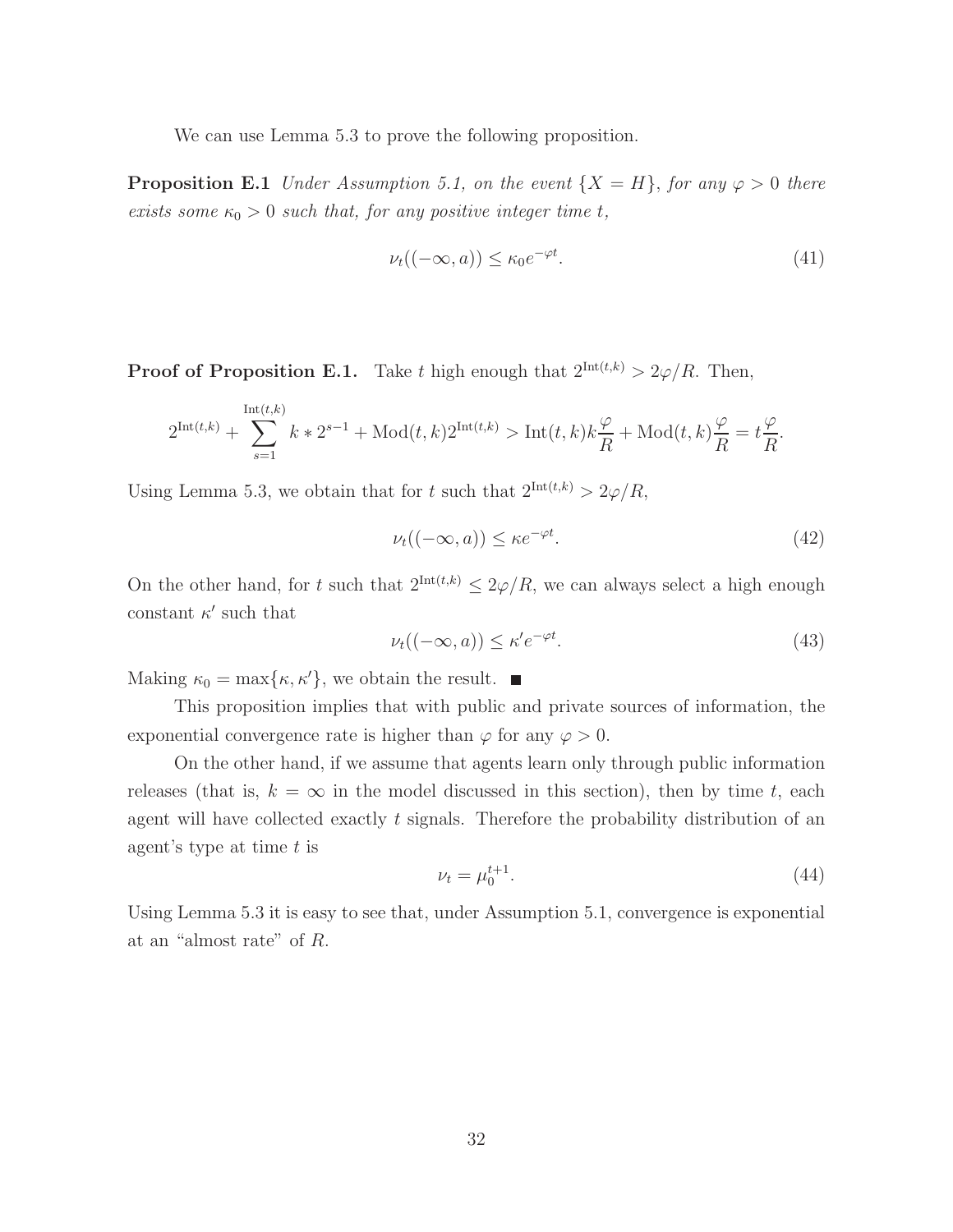We can use Lemma 5.3 to prove the following proposition.

**Proposition E.1** *Under Assumption 5.1, on the event $\{X = H\}$, for any $\varphi > 0$ there exists some $\kappa_0 > 0$ such that, for any positive integer time $t$,*

$$\nu_t((-\infty, a)) \leq \kappa_0 e^{-\varphi t}. \tag{41}$$

**Proof of Proposition E.1.** Take $t$ high enough that $2^{\mathrm{Int}(t,k)} > 2\varphi/R$. Then,

$$2^{\mathrm{Int}(t,k)} + \sum_{s=1}^{\mathrm{Int}(t,k)} k * 2^{s-1} + \mathrm{Mod}(t,k) 2^{\mathrm{Int}(t,k)} > \mathrm{Int}(t,k) k \frac{\varphi}{R} + \mathrm{Mod}(t,k) \frac{\varphi}{R} = t \frac{\varphi}{R}.$$

Using Lemma 5.3, we obtain that for $t$ such that $2^{\mathrm{Int}(t,k)} > 2\varphi/R$,

$$\nu_t((-\infty, a)) \leq \kappa e^{-\varphi t}. \tag{42}$$

On the other hand, for $t$ such that $2^{\mathrm{Int}(t,k)} \leq 2\varphi/R$, we can always select a high enough constant $\kappa'$ such that

$$\nu_t((-\infty, a)) \leq \kappa' e^{-\varphi t}. \tag{43}$$

Making $\kappa_0 = \max\{\kappa, \kappa'\}$, we obtain the result. ■

This proposition implies that with public and private sources of information, the exponential convergence rate is higher than $\varphi$ for any $\varphi > 0$.

On the other hand, if we assume that agents learn only through public information releases (that is, $k = \infty$ in the model discussed in this section), then by time $t$, each agent will have collected exactly $t$ signals. Therefore the probability distribution of an agent's type at time $t$ is

$$\nu_t = \mu_0^{t+1}. \tag{44}$$

Using Lemma 5.3 it is easy to see that, under Assumption 5.1, convergence is exponential at an "almost rate" of $R$.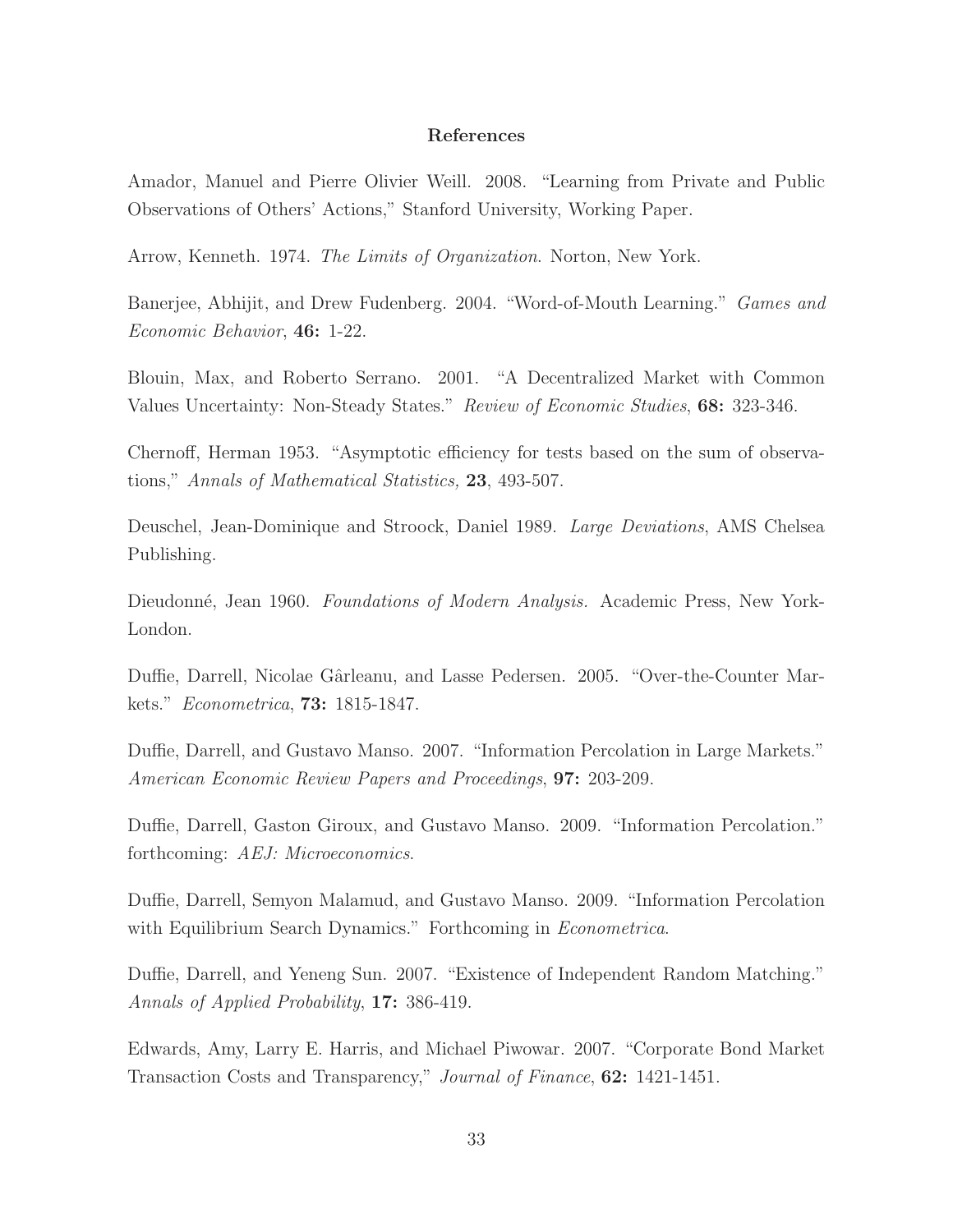## References

Amador, Manuel and Pierre Olivier Weill. 2008. "Learning from Private and Public Observations of Others' Actions," Stanford University, Working Paper.

Arrow, Kenneth. 1974. *The Limits of Organization*. Norton, New York.

Banerjee, Abhijit, and Drew Fudenberg. 2004. "Word-of-Mouth Learning." *Games and Economic Behavior*, **46:** 1-22.

Blouin, Max, and Roberto Serrano. 2001. "A Decentralized Market with Common Values Uncertainty: Non-Steady States." *Review of Economic Studies*, **68:** 323-346.

Chernoff, Herman 1953. "Asymptotic efficiency for tests based on the sum of observations," *Annals of Mathematical Statistics,* **23**, 493-507.

Deuschel, Jean-Dominique and Stroock, Daniel 1989. *Large Deviations*, AMS Chelsea Publishing.

Dieudonné, Jean 1960. *Foundations of Modern Analysis.* Academic Press, New York-London.

Duffie, Darrell, Nicolae Gârleanu, and Lasse Pedersen. 2005. "Over-the-Counter Markets." *Econometrica*, **73:** 1815-1847.

Duffie, Darrell, and Gustavo Manso. 2007. "Information Percolation in Large Markets." *American Economic Review Papers and Proceedings*, **97:** 203-209.

Duffie, Darrell, Gaston Giroux, and Gustavo Manso. 2009. "Information Percolation." forthcoming: *AEJ: Microeconomics*.

Duffie, Darrell, Semyon Malamud, and Gustavo Manso. 2009. "Information Percolation with Equilibrium Search Dynamics." Forthcoming in *Econometrica*.

Duffie, Darrell, and Yeneng Sun. 2007. "Existence of Independent Random Matching." *Annals of Applied Probability*, **17:** 386-419.

Edwards, Amy, Larry E. Harris, and Michael Piwowar. 2007. "Corporate Bond Market Transaction Costs and Transparency," *Journal of Finance*, **62:** 1421-1451.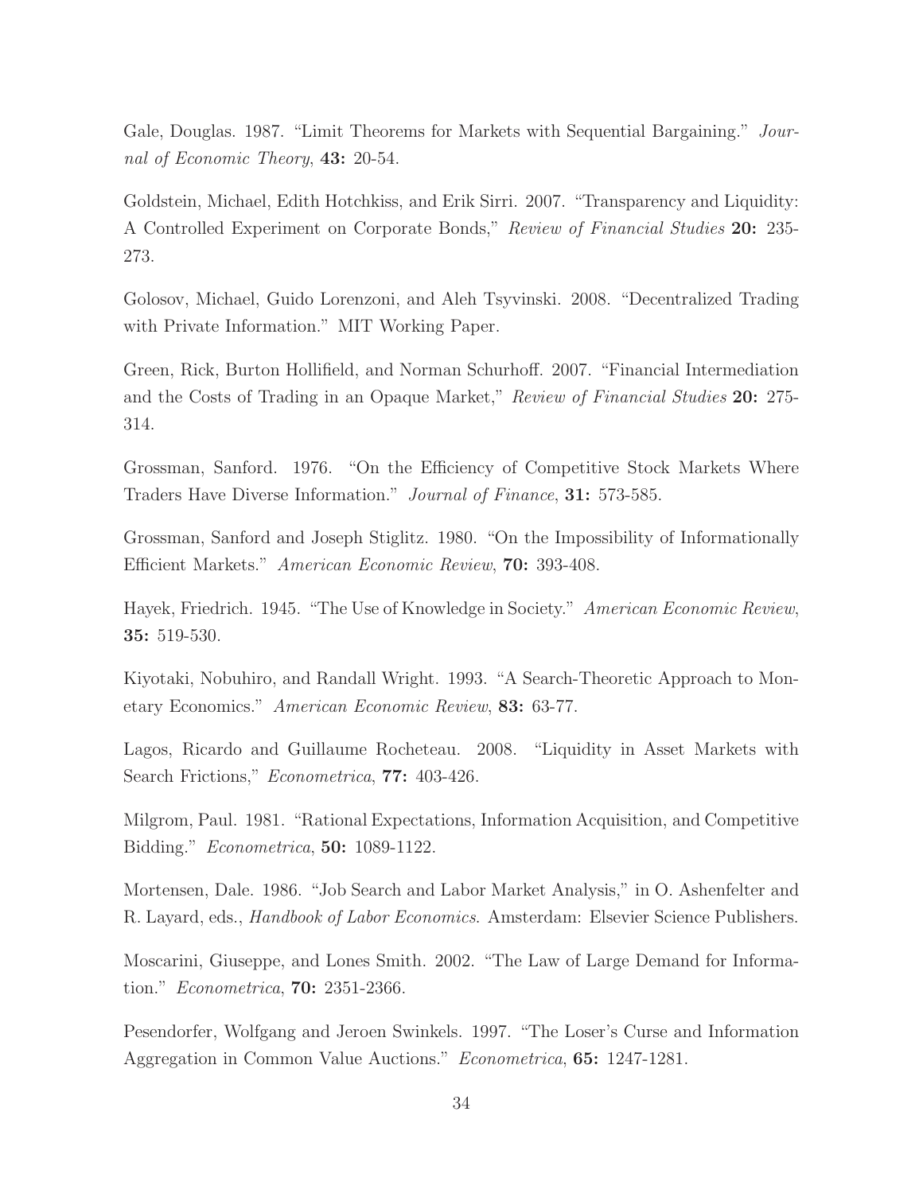Gale, Douglas. 1987. "Limit Theorems for Markets with Sequential Bargaining." *Journal of Economic Theory*, **43:** 20-54.

Goldstein, Michael, Edith Hotchkiss, and Erik Sirri. 2007. "Transparency and Liquidity: A Controlled Experiment on Corporate Bonds," *Review of Financial Studies* **20:** 235-273.

Golosov, Michael, Guido Lorenzoni, and Aleh Tsyvinski. 2008. "Decentralized Trading with Private Information." MIT Working Paper.

Green, Rick, Burton Hollifield, and Norman Schurhoff. 2007. "Financial Intermediation and the Costs of Trading in an Opaque Market," *Review of Financial Studies* **20:** 275-314.

Grossman, Sanford. 1976. "On the Efficiency of Competitive Stock Markets Where Traders Have Diverse Information." *Journal of Finance*, **31:** 573-585.

Grossman, Sanford and Joseph Stiglitz. 1980. "On the Impossibility of Informationally Efficient Markets." *American Economic Review*, **70:** 393-408.

Hayek, Friedrich. 1945. "The Use of Knowledge in Society." *American Economic Review*, **35:** 519-530.

Kiyotaki, Nobuhiro, and Randall Wright. 1993. "A Search-Theoretic Approach to Monetary Economics." *American Economic Review*, **83:** 63-77.

Lagos, Ricardo and Guillaume Rocheteau. 2008. "Liquidity in Asset Markets with Search Frictions," *Econometrica*, **77:** 403-426.

Milgrom, Paul. 1981. "Rational Expectations, Information Acquisition, and Competitive Bidding." *Econometrica*, **50:** 1089-1122.

Mortensen, Dale. 1986. "Job Search and Labor Market Analysis," in O. Ashenfelter and R. Layard, eds., *Handbook of Labor Economics*. Amsterdam: Elsevier Science Publishers.

Moscarini, Giuseppe, and Lones Smith. 2002. "The Law of Large Demand for Information." *Econometrica*, **70:** 2351-2366.

Pesendorfer, Wolfgang and Jeroen Swinkels. 1997. "The Loser's Curse and Information Aggregation in Common Value Auctions." *Econometrica*, **65:** 1247-1281.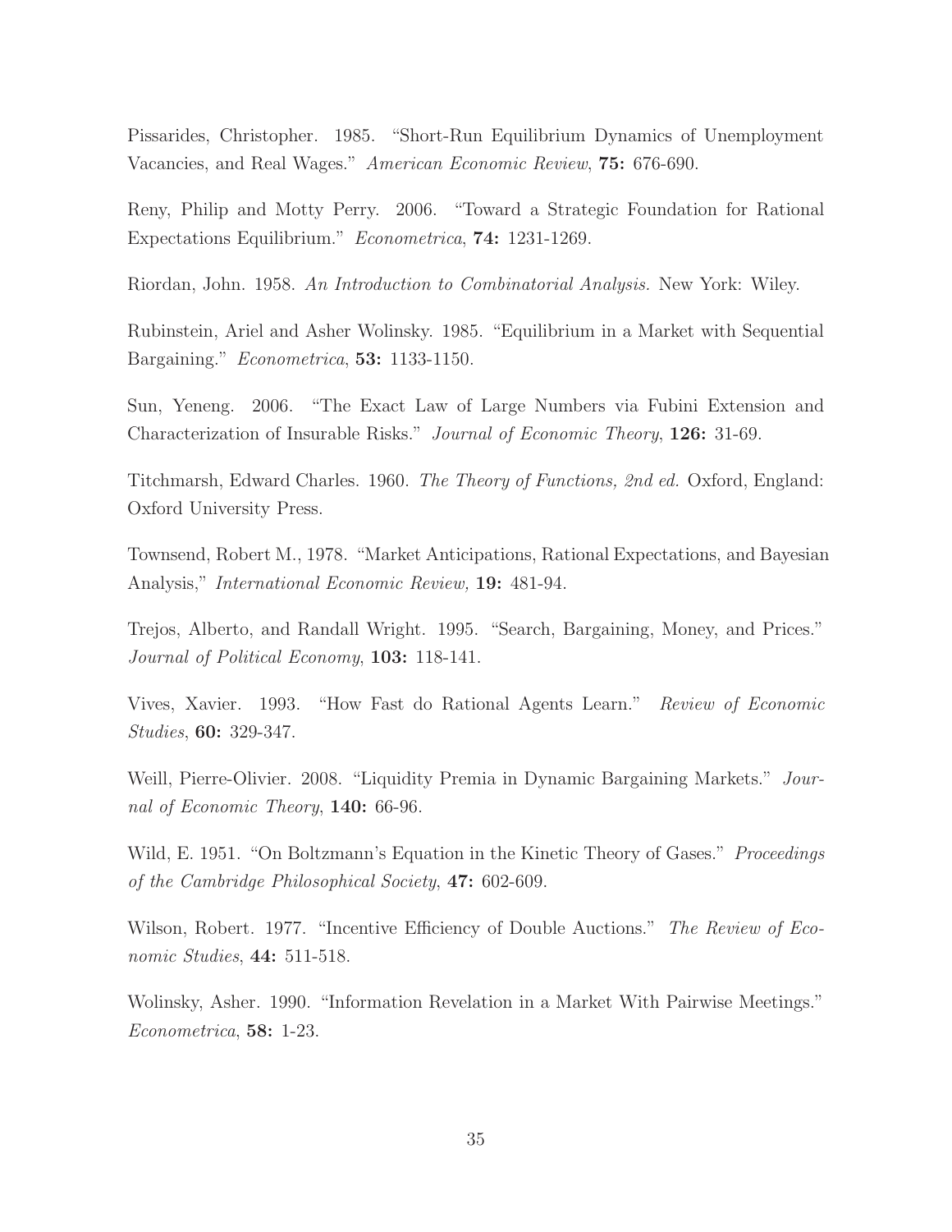Pissarides, Christopher. 1985. "Short-Run Equilibrium Dynamics of Unemployment Vacancies, and Real Wages." *American Economic Review*, **75:** 676-690.

Reny, Philip and Motty Perry. 2006. "Toward a Strategic Foundation for Rational Expectations Equilibrium." *Econometrica*, **74:** 1231-1269.

Riordan, John. 1958. *An Introduction to Combinatorial Analysis.* New York: Wiley.

Rubinstein, Ariel and Asher Wolinsky. 1985. "Equilibrium in a Market with Sequential Bargaining." *Econometrica*, **53:** 1133-1150.

Sun, Yeneng. 2006. "The Exact Law of Large Numbers via Fubini Extension and Characterization of Insurable Risks." *Journal of Economic Theory*, **126:** 31-69.

Titchmarsh, Edward Charles. 1960. *The Theory of Functions, 2nd ed.* Oxford, England: Oxford University Press.

Townsend, Robert M., 1978. "Market Anticipations, Rational Expectations, and Bayesian Analysis," *International Economic Review,* **19:** 481-94.

Trejos, Alberto, and Randall Wright. 1995. "Search, Bargaining, Money, and Prices." *Journal of Political Economy*, **103:** 118-141.

Vives, Xavier. 1993. "How Fast do Rational Agents Learn." *Review of Economic Studies*, **60:** 329-347.

Weill, Pierre-Olivier. 2008. "Liquidity Premia in Dynamic Bargaining Markets." *Journal of Economic Theory*, **140:** 66-96.

Wild, E. 1951. "On Boltzmann's Equation in the Kinetic Theory of Gases." *Proceedings of the Cambridge Philosophical Society*, **47:** 602-609.

Wilson, Robert. 1977. "Incentive Efficiency of Double Auctions." *The Review of Economic Studies*, **44:** 511-518.

Wolinsky, Asher. 1990. "Information Revelation in a Market With Pairwise Meetings." *Econometrica*, **58:** 1-23.